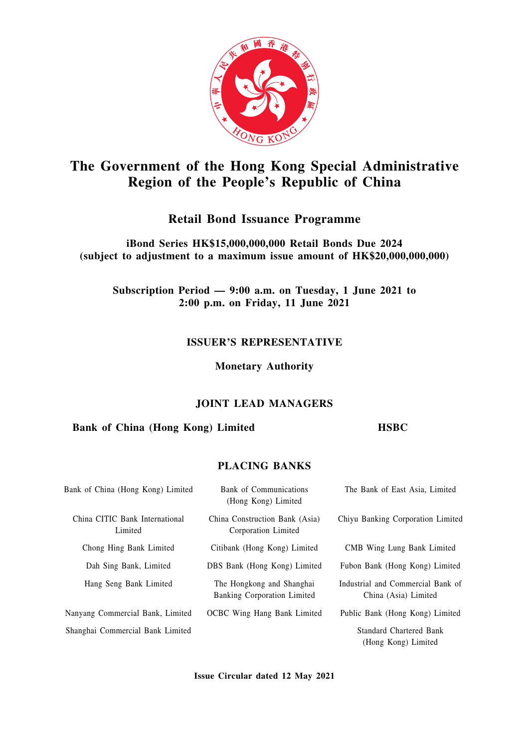# The Government of the Hong Kong Special Administrative Region of the People's Republic of China

## Retail Bond Issuance Programme

**iBond Series HK$15,000,000,000 Retail Bonds Due 2024 (subject to adjustment to a maximum issue amount of HK$20,000,000,000)**

**Subscription Period — 9:00 a.m. on Tuesday, 1 June 2021 to 2:00 p.m. on Friday, 11 June 2021**

### ISSUER'S REPRESENTATIVE

**Monetary Authority**

### JOINT LEAD MANAGERS

**Bank of China (Hong Kong) Limited**

**HSBC**

### PLACING BANKS

| | | |
|---|---|---|
| Bank of China (Hong Kong) Limited | Bank of Communications (Hong Kong) Limited | The Bank of East Asia, Limited |
| China CITIC Bank International Limited | China Construction Bank (Asia) Corporation Limited | Chiyu Banking Corporation Limited |
| Chong Hing Bank Limited | Citibank (Hong Kong) Limited | CMB Wing Lung Bank Limited |
| Dah Sing Bank, Limited | DBS Bank (Hong Kong) Limited | Fubon Bank (Hong Kong) Limited |
| Hang Seng Bank Limited | The Hongkong and Shanghai Banking Corporation Limited | Industrial and Commercial Bank of China (Asia) Limited |
| Nanyang Commercial Bank, Limited | OCBC Wing Hang Bank Limited | Public Bank (Hong Kong) Limited |
| Shanghai Commercial Bank Limited | | Standard Chartered Bank (Hong Kong) Limited |

**Issue Circular dated 12 May 2021**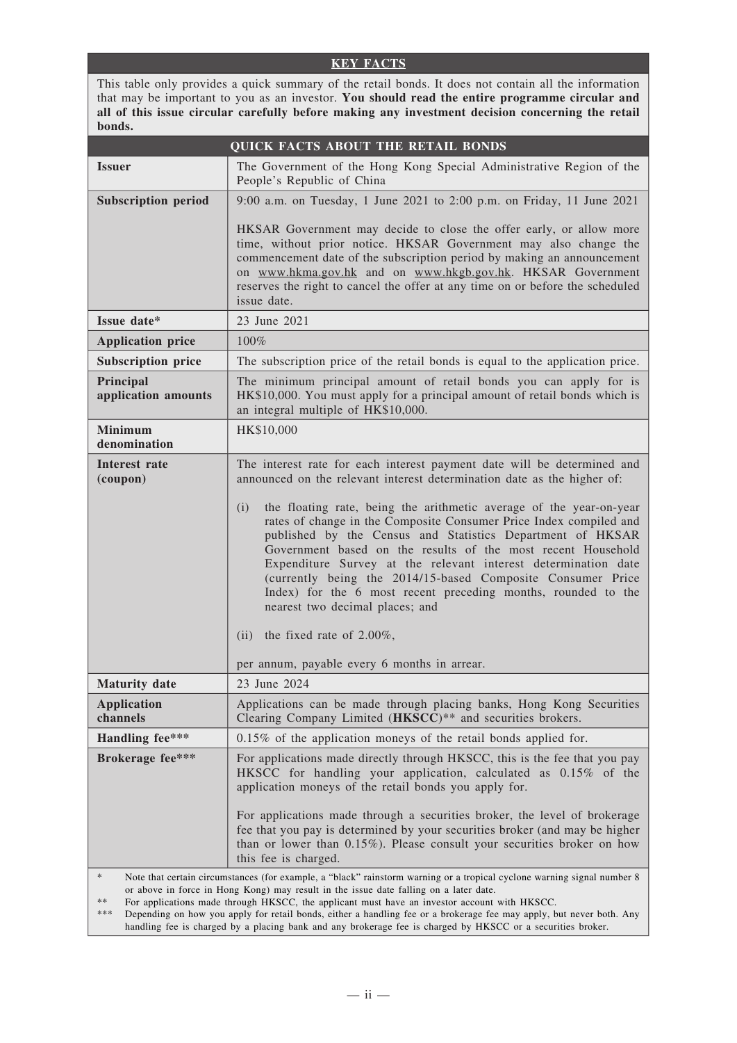## KEY FACTS

This table only provides a quick summary of the retail bonds. It does not contain all the information that may be important to you as an investor. **You should read the entire programme circular and all of this issue circular carefully before making any investment decision concerning the retail bonds.**

### QUICK FACTS ABOUT THE RETAIL BONDS

| | |
|---|---|
| **Issuer** | The Government of the Hong Kong Special Administrative Region of the People's Republic of China |
| **Subscription period** | 9:00 a.m. on Tuesday, 1 June 2021 to 2:00 p.m. on Friday, 11 June 2021<br><br>HKSAR Government may decide to close the offer early, or allow more time, without prior notice. HKSAR Government may also change the commencement date of the subscription period by making an announcement on www.hkma.gov.hk and on www.hkgb.gov.hk. HKSAR Government reserves the right to cancel the offer at any time on or before the scheduled issue date. |
| **Issue date*** | 23 June 2021 |
| **Application price** | 100% |
| **Subscription price** | The subscription price of the retail bonds is equal to the application price. |
| **Principal application amounts** | The minimum principal amount of retail bonds you can apply for is HK$10,000. You must apply for a principal amount of retail bonds which is an integral multiple of HK$10,000. |
| **Minimum denomination** | HK$10,000 |
| **Interest rate (coupon)** | The interest rate for each interest payment date will be determined and announced on the relevant interest determination date as the higher of:<br><br>(i) the floating rate, being the arithmetic average of the year-on-year rates of change in the Composite Consumer Price Index compiled and published by the Census and Statistics Department of HKSAR Government based on the results of the most recent Household Expenditure Survey at the relevant interest determination date (currently being the 2014/15-based Composite Consumer Price Index) for the 6 most recent preceding months, rounded to the nearest two decimal places; and<br><br>(ii) the fixed rate of 2.00%,<br><br>per annum, payable every 6 months in arrear. |
| **Maturity date** | 23 June 2024 |
| **Application channels** | Applications can be made through placing banks, Hong Kong Securities Clearing Company Limited (**HKSCC**)** and securities brokers. |
| **Handling fee***** | 0.15% of the application moneys of the retail bonds applied for. |
| **Brokerage fee***** | For applications made directly through HKSCC, this is the fee that you pay HKSCC for handling your application, calculated as 0.15% of the application moneys of the retail bonds you apply for.<br><br>For applications made through a securities broker, the level of brokerage fee that you pay is determined by your securities broker (and may be higher than or lower than 0.15%). Please consult your securities broker on how this fee is charged. |

\* Note that certain circumstances (for example, a "black" rainstorm warning or a tropical cyclone warning signal number 8 or above in force in Hong Kong) may result in the issue date falling on a later date.

** For applications made through HKSCC, the applicant must have an investor account with HKSCC.

*** Depending on how you apply for retail bonds, either a handling fee or a brokerage fee may apply, but never both. Any handling fee is charged by a placing bank and any brokerage fee is charged by HKSCC or a securities broker.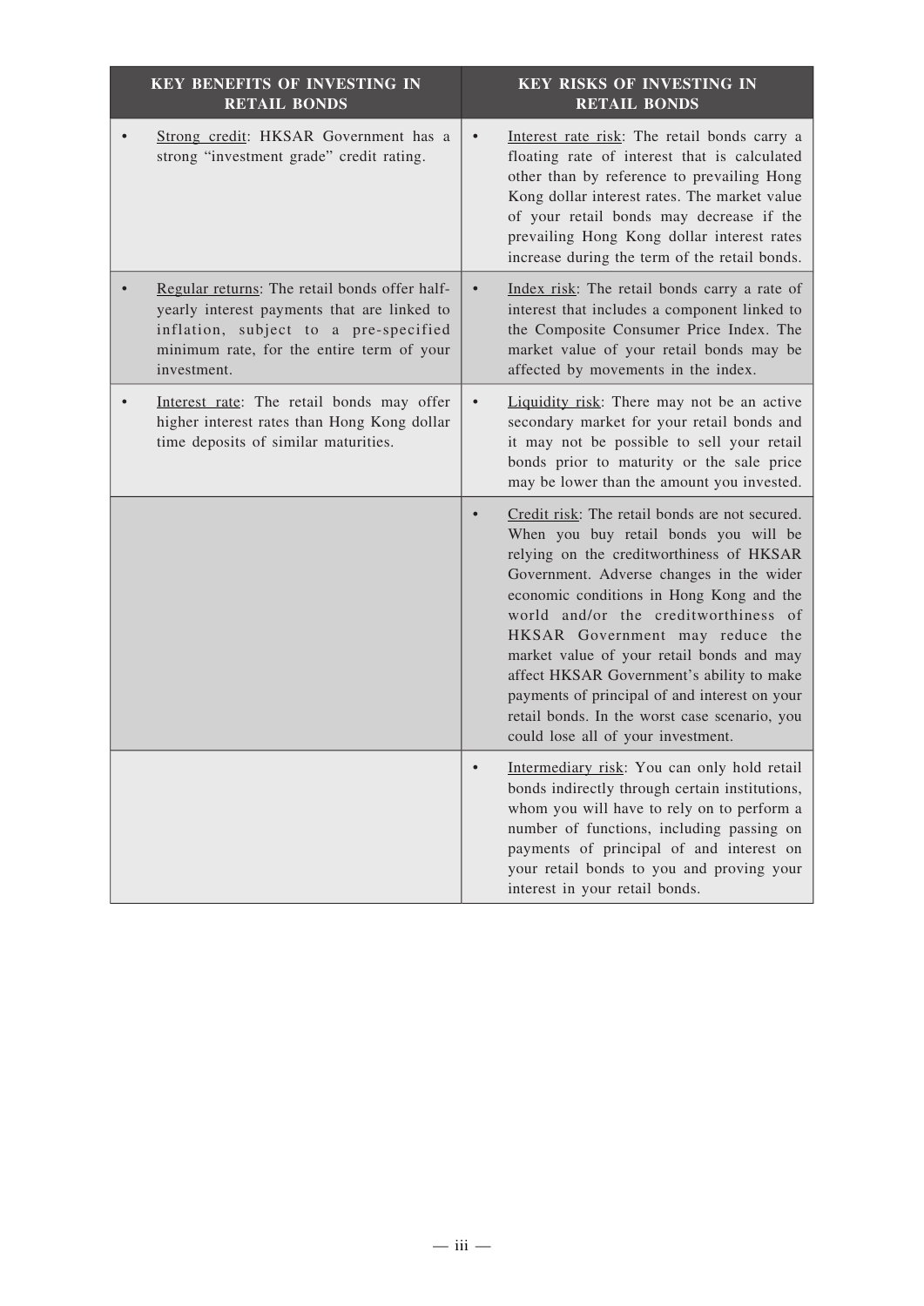| KEY BENEFITS OF INVESTING IN RETAIL BONDS | KEY RISKS OF INVESTING IN RETAIL BONDS |
|---|---|
| • Strong credit: HKSAR Government has a strong "investment grade" credit rating. | • Interest rate risk: The retail bonds carry a floating rate of interest that is calculated other than by reference to prevailing Hong Kong dollar interest rates. The market value of your retail bonds may decrease if the prevailing Hong Kong dollar interest rates increase during the term of the retail bonds. |
| • Regular returns: The retail bonds offer half-yearly interest payments that are linked to inflation, subject to a pre-specified minimum rate, for the entire term of your investment. | • Index risk: The retail bonds carry a rate of interest that includes a component linked to the Composite Consumer Price Index. The market value of your retail bonds may be affected by movements in the index. |
| • Interest rate: The retail bonds may offer higher interest rates than Hong Kong dollar time deposits of similar maturities. | • Liquidity risk: There may not be an active secondary market for your retail bonds and it may not be possible to sell your retail bonds prior to maturity or the sale price may be lower than the amount you invested. |
| | • Credit risk: The retail bonds are not secured. When you buy retail bonds you will be relying on the creditworthiness of HKSAR Government. Adverse changes in the wider economic conditions in Hong Kong and the world and/or the creditworthiness of HKSAR Government may reduce the market value of your retail bonds and may affect HKSAR Government's ability to make payments of principal of and interest on your retail bonds. In the worst case scenario, you could lose all of your investment. |
| | • Intermediary risk: You can only hold retail bonds indirectly through certain institutions, whom you will have to rely on to perform a number of functions, including passing on payments of principal of and interest on your retail bonds to you and proving your interest in your retail bonds. |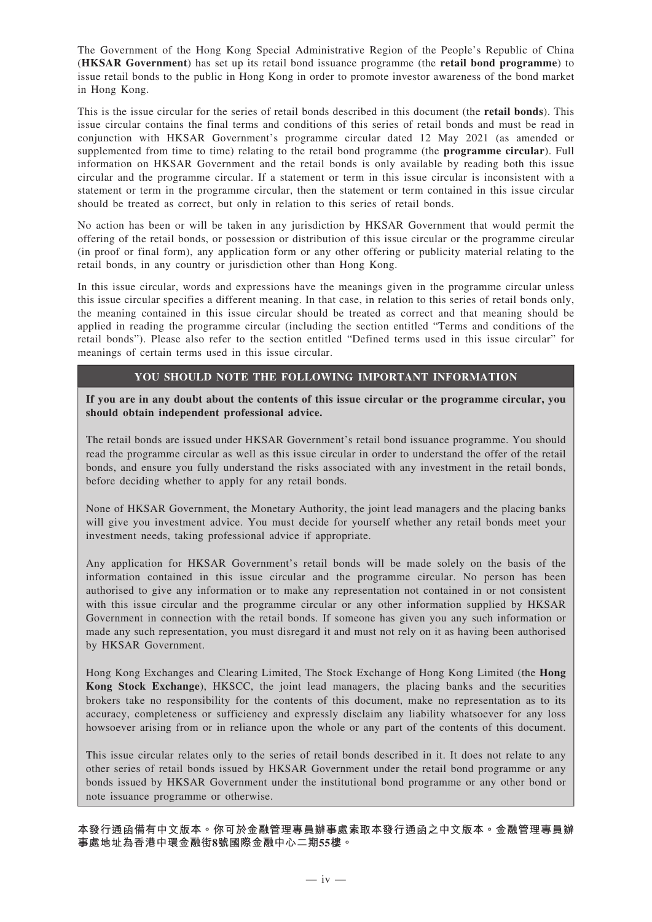The Government of the Hong Kong Special Administrative Region of the People's Republic of China (**HKSAR Government**) has set up its retail bond issuance programme (the **retail bond programme**) to issue retail bonds to the public in Hong Kong in order to promote investor awareness of the bond market in Hong Kong.

This is the issue circular for the series of retail bonds described in this document (the **retail bonds**). This issue circular contains the final terms and conditions of this series of retail bonds and must be read in conjunction with HKSAR Government's programme circular dated 12 May 2021 (as amended or supplemented from time to time) relating to the retail bond programme (the **programme circular**). Full information on HKSAR Government and the retail bonds is only available by reading both this issue circular and the programme circular. If a statement or term in this issue circular is inconsistent with a statement or term in the programme circular, then the statement or term contained in this issue circular should be treated as correct, but only in relation to this series of retail bonds.

No action has been or will be taken in any jurisdiction by HKSAR Government that would permit the offering of the retail bonds, or possession or distribution of this issue circular or the programme circular (in proof or final form), any application form or any other offering or publicity material relating to the retail bonds, in any country or jurisdiction other than Hong Kong.

In this issue circular, words and expressions have the meanings given in the programme circular unless this issue circular specifies a different meaning. In that case, in relation to this series of retail bonds only, the meaning contained in this issue circular should be treated as correct and that meaning should be applied in reading the programme circular (including the section entitled "Terms and conditions of the retail bonds"). Please also refer to the section entitled "Defined terms used in this issue circular" for meanings of certain terms used in this issue circular.

## YOU SHOULD NOTE THE FOLLOWING IMPORTANT INFORMATION

**If you are in any doubt about the contents of this issue circular or the programme circular, you should obtain independent professional advice.**

The retail bonds are issued under HKSAR Government's retail bond issuance programme. You should read the programme circular as well as this issue circular in order to understand the offer of the retail bonds, and ensure you fully understand the risks associated with any investment in the retail bonds, before deciding whether to apply for any retail bonds.

None of HKSAR Government, the Monetary Authority, the joint lead managers and the placing banks will give you investment advice. You must decide for yourself whether any retail bonds meet your investment needs, taking professional advice if appropriate.

Any application for HKSAR Government's retail bonds will be made solely on the basis of the information contained in this issue circular and the programme circular. No person has been authorised to give any information or to make any representation not contained in or not consistent with this issue circular and the programme circular or any other information supplied by HKSAR Government in connection with the retail bonds. If someone has given you any such information or made any such representation, you must disregard it and must not rely on it as having been authorised by HKSAR Government.

Hong Kong Exchanges and Clearing Limited, The Stock Exchange of Hong Kong Limited (the **Hong Kong Stock Exchange**), HKSCC, the joint lead managers, the placing banks and the securities brokers take no responsibility for the contents of this document, make no representation as to its accuracy, completeness or sufficiency and expressly disclaim any liability whatsoever for any loss howsoever arising from or in reliance upon the whole or any part of the contents of this document.

This issue circular relates only to the series of retail bonds described in it. It does not relate to any other series of retail bonds issued by HKSAR Government under the retail bond programme or any bonds issued by HKSAR Government under the institutional bond programme or any other bond or note issuance programme or otherwise.

**本發行通函備有中文版本。你可於金融管理專員辦事處索取本發行通函之中文版本。金融管理專員辦事處地址為香港中環金融街8號國際金融中心二期55樓。**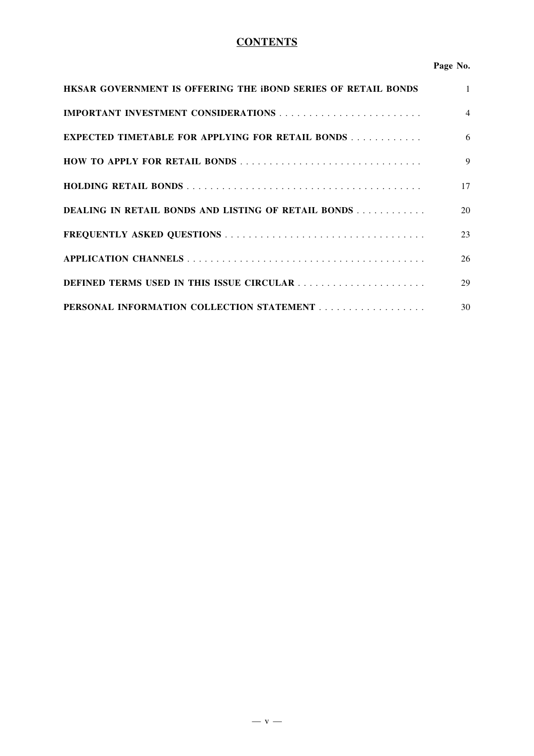# CONTENTS

| | Page No. |
| --- | --- |
| **HKSAR GOVERNMENT IS OFFERING THE iBOND SERIES OF RETAIL BONDS** | 1 |
| **IMPORTANT INVESTMENT CONSIDERATIONS** | 4 |
| **EXPECTED TIMETABLE FOR APPLYING FOR RETAIL BONDS** | 6 |
| **HOW TO APPLY FOR RETAIL BONDS** | 9 |
| **HOLDING RETAIL BONDS** | 17 |
| **DEALING IN RETAIL BONDS AND LISTING OF RETAIL BONDS** | 20 |
| **FREQUENTLY ASKED QUESTIONS** | 23 |
| **APPLICATION CHANNELS** | 26 |
| **DEFINED TERMS USED IN THIS ISSUE CIRCULAR** | 29 |
| **PERSONAL INFORMATION COLLECTION STATEMENT** | 30 |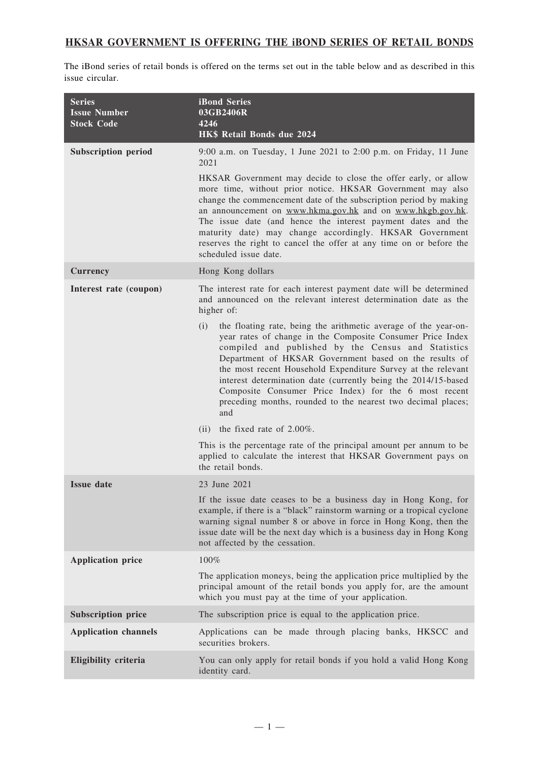## HKSAR GOVERNMENT IS OFFERING THE iBOND SERIES OF RETAIL BONDS

The iBond series of retail bonds is offered on the terms set out in the table below and as described in this issue circular.

| **Series**<br>**Issue Number**<br>**Stock Code** | **iBond Series**<br>**03GB2406R**<br>**4246**<br>**HK$ Retail Bonds due 2024** |
|---|---|
| **Subscription period** | 9:00 a.m. on Tuesday, 1 June 2021 to 2:00 p.m. on Friday, 11 June 2021<br><br>HKSAR Government may decide to close the offer early, or allow more time, without prior notice. HKSAR Government may also change the commencement date of the subscription period by making an announcement on www.hkma.gov.hk and on www.hkgb.gov.hk. The issue date (and hence the interest payment dates and the maturity date) may change accordingly. HKSAR Government reserves the right to cancel the offer at any time on or before the scheduled issue date. |
| **Currency** | Hong Kong dollars |
| **Interest rate (coupon)** | The interest rate for each interest payment date will be determined and announced on the relevant interest determination date as the higher of:<br><br>(i) the floating rate, being the arithmetic average of the year-on-year rates of change in the Composite Consumer Price Index compiled and published by the Census and Statistics Department of HKSAR Government based on the results of the most recent Household Expenditure Survey at the relevant interest determination date (currently being the 2014/15-based Composite Consumer Price Index) for the 6 most recent preceding months, rounded to the nearest two decimal places; and<br><br>(ii) the fixed rate of 2.00%.<br><br>This is the percentage rate of the principal amount per annum to be applied to calculate the interest that HKSAR Government pays on the retail bonds. |
| **Issue date** | 23 June 2021<br><br>If the issue date ceases to be a business day in Hong Kong, for example, if there is a "black" rainstorm warning or a tropical cyclone warning signal number 8 or above in force in Hong Kong, then the issue date will be the next day which is a business day in Hong Kong not affected by the cessation. |
| **Application price** | 100%<br><br>The application moneys, being the application price multiplied by the principal amount of the retail bonds you apply for, are the amount which you must pay at the time of your application. |
| **Subscription price** | The subscription price is equal to the application price. |
| **Application channels** | Applications can be made through placing banks, HKSCC and securities brokers. |
| **Eligibility criteria** | You can only apply for retail bonds if you hold a valid Hong Kong identity card. |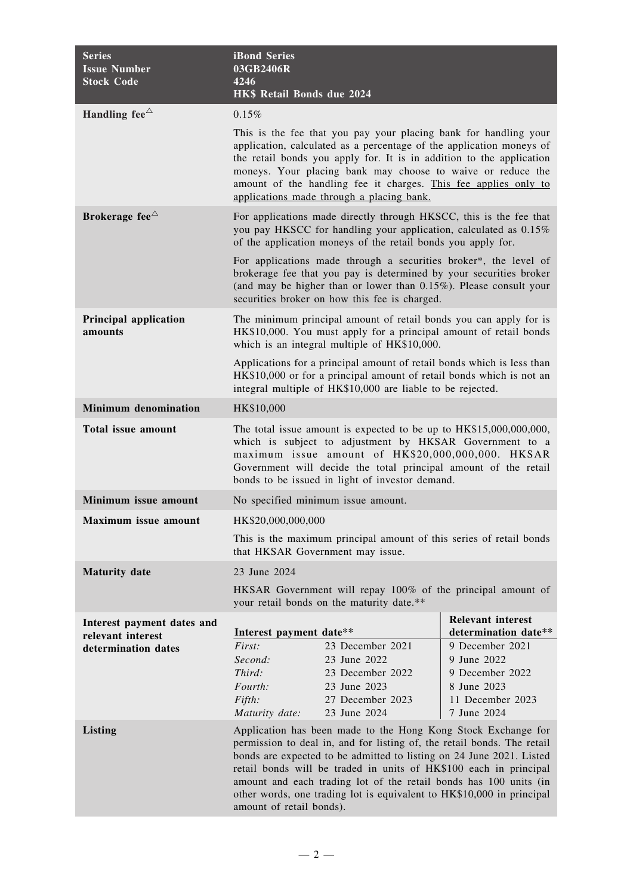| Series<br>Issue Number<br>Stock Code | iBond Series<br>03GB2406R<br>4246<br>HK$ Retail Bonds due 2024 |
|---|---|
| **Handling fee**△ | 0.15%<br><br>This is the fee that you pay your placing bank for handling your application, calculated as a percentage of the application moneys of the retail bonds you apply for. It is in addition to the application moneys. Your placing bank may choose to waive or reduce the amount of the handling fee it charges. <u>This fee applies only to applications made through a placing bank.</u> |
| **Brokerage fee**△ | For applications made directly through HKSCC, this is the fee that you pay HKSCC for handling your application, calculated as 0.15% of the application moneys of the retail bonds you apply for.<br><br>For applications made through a securities broker*, the level of brokerage fee that you pay is determined by your securities broker (and may be higher than or lower than 0.15%). Please consult your securities broker on how this fee is charged. |
| **Principal application amounts** | The minimum principal amount of retail bonds you can apply for is HK$10,000. You must apply for a principal amount of retail bonds which is an integral multiple of HK$10,000.<br><br>Applications for a principal amount of retail bonds which is less than HK$10,000 or for a principal amount of retail bonds which is not an integral multiple of HK$10,000 are liable to be rejected. |
| **Minimum denomination** | HK$10,000 |
| **Total issue amount** | The total issue amount is expected to be up to HK$15,000,000,000, which is subject to adjustment by HKSAR Government to a maximum issue amount of HK$20,000,000,000. HKSAR Government will decide the total principal amount of the retail bonds to be issued in light of investor demand. |
| **Minimum issue amount** | No specified minimum issue amount. |
| **Maximum issue amount** | HK$20,000,000,000<br><br>This is the maximum principal amount of this series of retail bonds that HKSAR Government may issue. |
| **Maturity date** | 23 June 2024<br><br>HKSAR Government will repay 100% of the principal amount of your retail bonds on the maturity date.** |
| **Interest payment dates and relevant interest determination dates** | See table below |
| **Listing** | Application has been made to the Hong Kong Stock Exchange for permission to deal in, and for listing of, the retail bonds. The retail bonds are expected to be admitted to listing on 24 June 2021. Listed retail bonds will be traded in units of HK$100 each in principal amount and each trading lot of the retail bonds has 100 units (in other words, one trading lot is equivalent to HK$10,000 in principal amount of retail bonds). |

**Interest payment dates and relevant interest determination dates**

| Interest payment date** | | Relevant interest determination date** |
|---|---|---|
| *First:* | 23 December 2021 | 9 December 2021 |
| *Second:* | 23 June 2022 | 9 June 2022 |
| *Third:* | 23 December 2022 | 9 December 2022 |
| *Fourth:* | 23 June 2023 | 8 June 2023 |
| *Fifth:* | 27 December 2023 | 11 December 2023 |
| *Maturity date:* | 23 June 2024 | 7 June 2024 |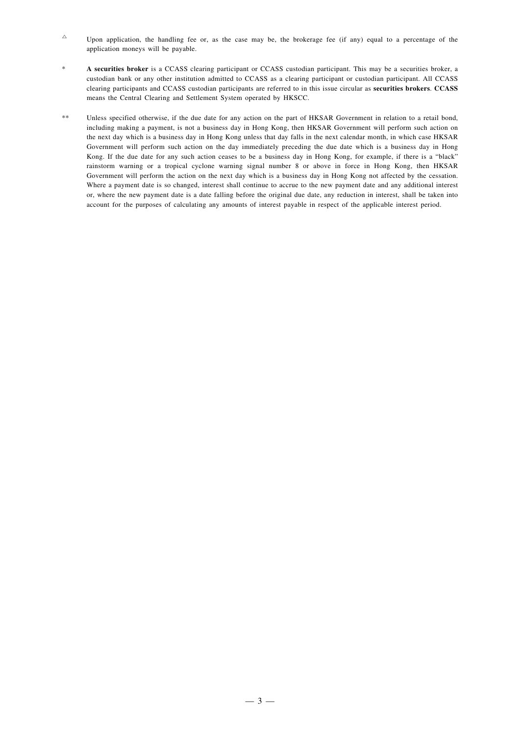△ Upon application, the handling fee or, as the case may be, the brokerage fee (if any) equal to a percentage of the application moneys will be payable.

* **A securities broker** is a CCASS clearing participant or CCASS custodian participant. This may be a securities broker, a custodian bank or any other institution admitted to CCASS as a clearing participant or custodian participant. All CCASS clearing participants and CCASS custodian participants are referred to in this issue circular as **securities brokers**. **CCASS** means the Central Clearing and Settlement System operated by HKSCC.

** Unless specified otherwise, if the due date for any action on the part of HKSAR Government in relation to a retail bond, including making a payment, is not a business day in Hong Kong, then HKSAR Government will perform such action on the next day which is a business day in Hong Kong unless that day falls in the next calendar month, in which case HKSAR Government will perform such action on the day immediately preceding the due date which is a business day in Hong Kong. If the due date for any such action ceases to be a business day in Hong Kong, for example, if there is a "black" rainstorm warning or a tropical cyclone warning signal number 8 or above in force in Hong Kong, then HKSAR Government will perform the action on the next day which is a business day in Hong Kong not affected by the cessation. Where a payment date is so changed, interest shall continue to accrue to the new payment date and any additional interest or, where the new payment date is a date falling before the original due date, any reduction in interest, shall be taken into account for the purposes of calculating any amounts of interest payable in respect of the applicable interest period.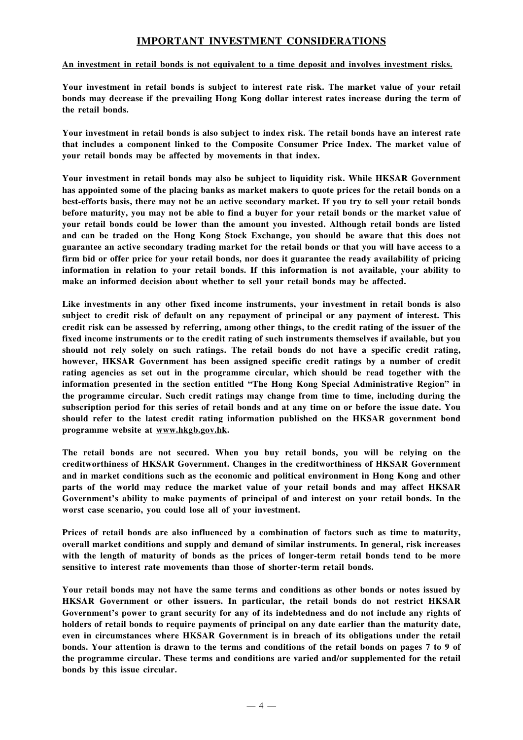## IMPORTANT INVESTMENT CONSIDERATIONS

**An investment in retail bonds is not equivalent to a time deposit and involves investment risks.**

**Your investment in retail bonds is subject to interest rate risk. The market value of your retail bonds may decrease if the prevailing Hong Kong dollar interest rates increase during the term of the retail bonds.**

**Your investment in retail bonds is also subject to index risk. The retail bonds have an interest rate that includes a component linked to the Composite Consumer Price Index. The market value of your retail bonds may be affected by movements in that index.**

**Your investment in retail bonds may also be subject to liquidity risk. While HKSAR Government has appointed some of the placing banks as market makers to quote prices for the retail bonds on a best-efforts basis, there may not be an active secondary market. If you try to sell your retail bonds before maturity, you may not be able to find a buyer for your retail bonds or the market value of your retail bonds could be lower than the amount you invested. Although retail bonds are listed and can be traded on the Hong Kong Stock Exchange, you should be aware that this does not guarantee an active secondary trading market for the retail bonds or that you will have access to a firm bid or offer price for your retail bonds, nor does it guarantee the ready availability of pricing information in relation to your retail bonds. If this information is not available, your ability to make an informed decision about whether to sell your retail bonds may be affected.**

**Like investments in any other fixed income instruments, your investment in retail bonds is also subject to credit risk of default on any repayment of principal or any payment of interest. This credit risk can be assessed by referring, among other things, to the credit rating of the issuer of the fixed income instruments or to the credit rating of such instruments themselves if available, but you should not rely solely on such ratings. The retail bonds do not have a specific credit rating, however, HKSAR Government has been assigned specific credit ratings by a number of credit rating agencies as set out in the programme circular, which should be read together with the information presented in the section entitled "The Hong Kong Special Administrative Region" in the programme circular. Such credit ratings may change from time to time, including during the subscription period for this series of retail bonds and at any time on or before the issue date. You should refer to the latest credit rating information published on the HKSAR government bond programme website at www.hkgb.gov.hk.**

**The retail bonds are not secured. When you buy retail bonds, you will be relying on the creditworthiness of HKSAR Government. Changes in the creditworthiness of HKSAR Government and in market conditions such as the economic and political environment in Hong Kong and other parts of the world may reduce the market value of your retail bonds and may affect HKSAR Government's ability to make payments of principal of and interest on your retail bonds. In the worst case scenario, you could lose all of your investment.**

**Prices of retail bonds are also influenced by a combination of factors such as time to maturity, overall market conditions and supply and demand of similar instruments. In general, risk increases with the length of maturity of bonds as the prices of longer-term retail bonds tend to be more sensitive to interest rate movements than those of shorter-term retail bonds.**

**Your retail bonds may not have the same terms and conditions as other bonds or notes issued by HKSAR Government or other issuers. In particular, the retail bonds do not restrict HKSAR Government's power to grant security for any of its indebtedness and do not include any rights of holders of retail bonds to require payments of principal on any date earlier than the maturity date, even in circumstances where HKSAR Government is in breach of its obligations under the retail bonds. Your attention is drawn to the terms and conditions of the retail bonds on pages 7 to 9 of the programme circular. These terms and conditions are varied and/or supplemented for the retail bonds by this issue circular.**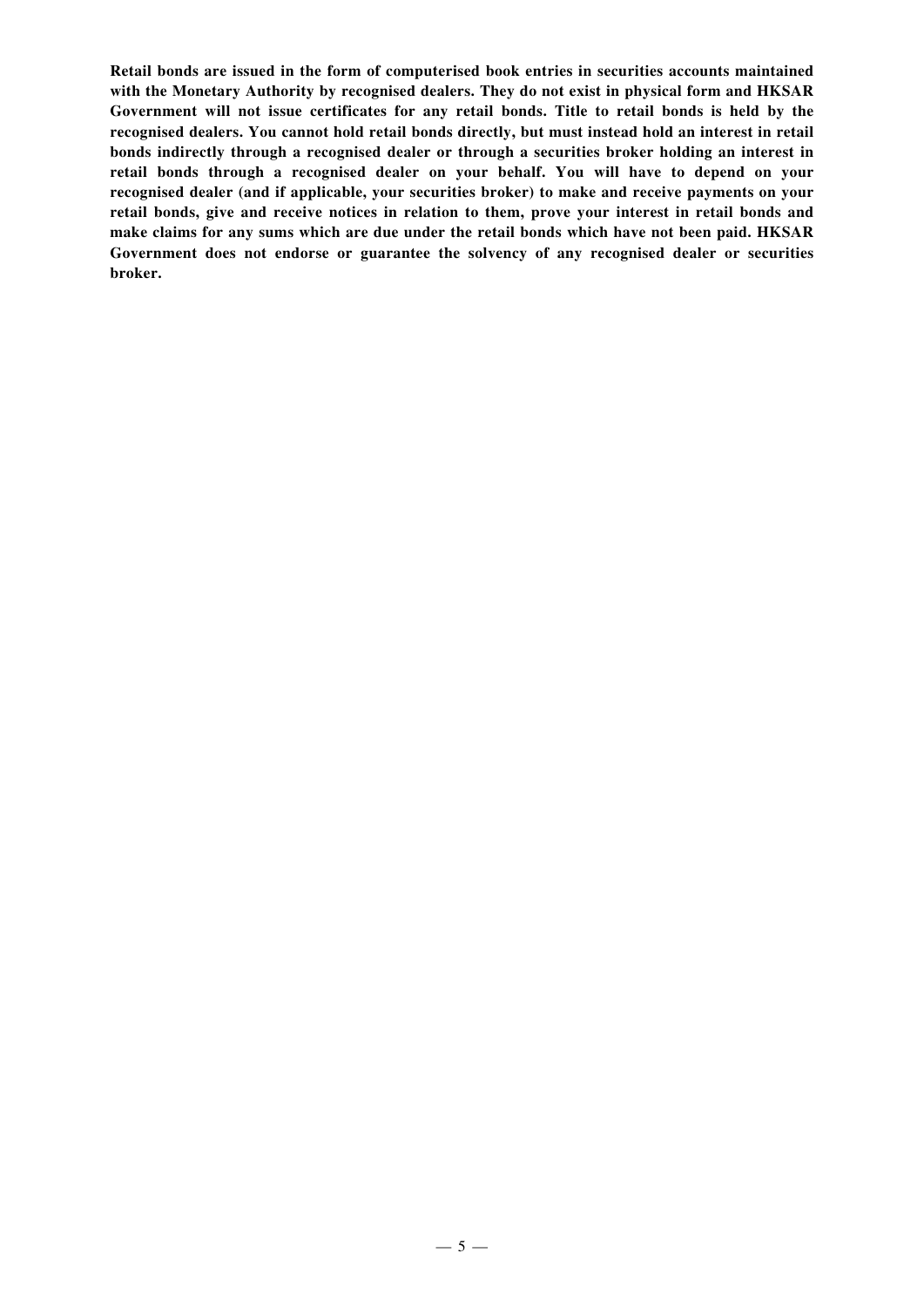**Retail bonds are issued in the form of computerised book entries in securities accounts maintained with the Monetary Authority by recognised dealers. They do not exist in physical form and HKSAR Government will not issue certificates for any retail bonds. Title to retail bonds is held by the recognised dealers. You cannot hold retail bonds directly, but must instead hold an interest in retail bonds indirectly through a recognised dealer or through a securities broker holding an interest in retail bonds through a recognised dealer on your behalf. You will have to depend on your recognised dealer (and if applicable, your securities broker) to make and receive payments on your retail bonds, give and receive notices in relation to them, prove your interest in retail bonds and make claims for any sums which are due under the retail bonds which have not been paid. HKSAR Government does not endorse or guarantee the solvency of any recognised dealer or securities broker.**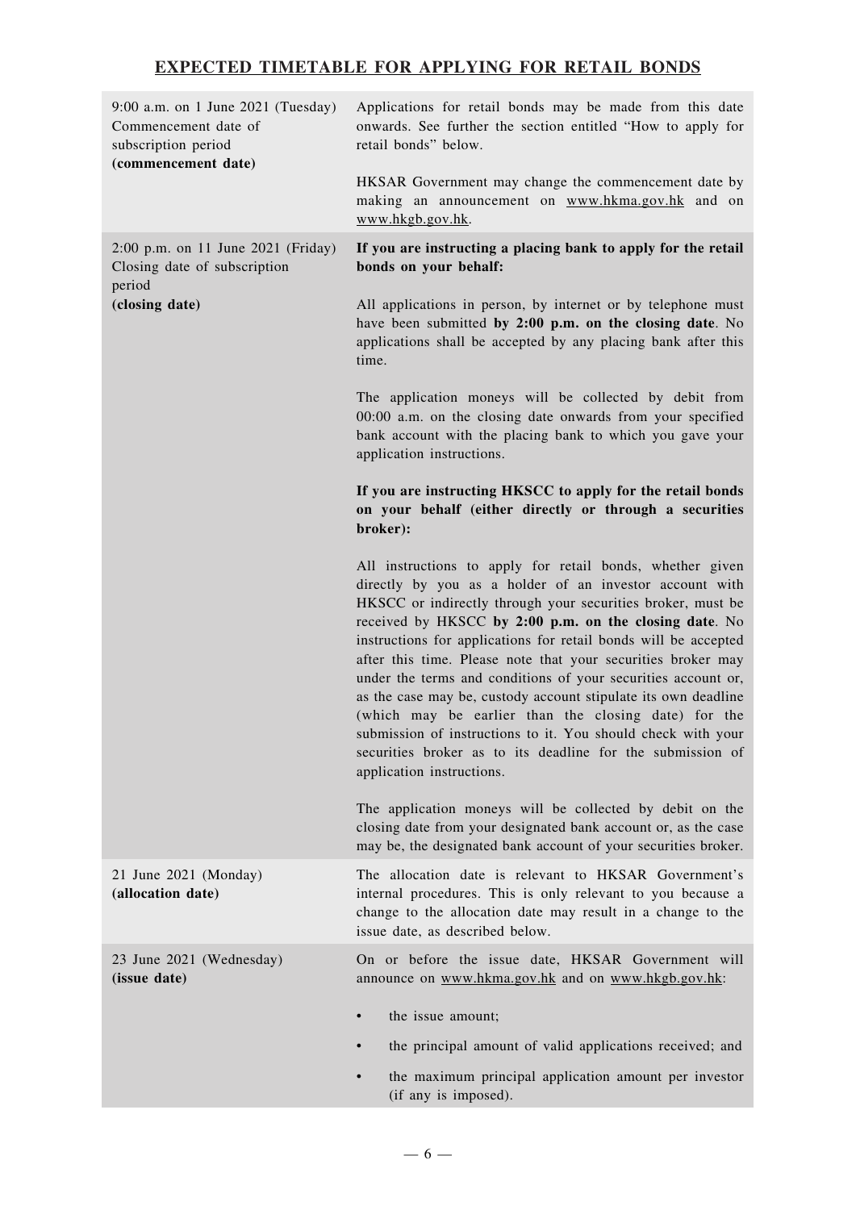## EXPECTED TIMETABLE FOR APPLYING FOR RETAIL BONDS

| | |
|---|---|
| 9:00 a.m. on 1 June 2021 (Tuesday) Commencement date of subscription period **(commencement date)** | Applications for retail bonds may be made from this date onwards. See further the section entitled "How to apply for retail bonds" below.<br><br>HKSAR Government may change the commencement date by making an announcement on www.hkma.gov.hk and on www.hkgb.gov.hk. |
| 2:00 p.m. on 11 June 2021 (Friday) Closing date of subscription period **(closing date)** | **If you are instructing a placing bank to apply for the retail bonds on your behalf:**<br><br>All applications in person, by internet or by telephone must have been submitted **by 2:00 p.m. on the closing date**. No applications shall be accepted by any placing bank after this time.<br><br>The application moneys will be collected by debit from 00:00 a.m. on the closing date onwards from your specified bank account with the placing bank to which you gave your application instructions.<br><br>**If you are instructing HKSCC to apply for the retail bonds on your behalf (either directly or through a securities broker):**<br><br>All instructions to apply for retail bonds, whether given directly by you as a holder of an investor account with HKSCC or indirectly through your securities broker, must be received by HKSCC **by 2:00 p.m. on the closing date**. No instructions for applications for retail bonds will be accepted after this time. Please note that your securities broker may under the terms and conditions of your securities account or, as the case may be, custody account stipulate its own deadline (which may be earlier than the closing date) for the submission of instructions to it. You should check with your securities broker as to its deadline for the submission of application instructions.<br><br>The application moneys will be collected by debit on the closing date from your designated bank account or, as the case may be, the designated bank account of your securities broker. |
| 21 June 2021 (Monday) **(allocation date)** | The allocation date is relevant to HKSAR Government's internal procedures. This is only relevant to you because a change to the allocation date may result in a change to the issue date, as described below. |
| 23 June 2021 (Wednesday) **(issue date)** | On or before the issue date, HKSAR Government will announce on www.hkma.gov.hk and on www.hkgb.gov.hk:<br><br>• the issue amount;<br><br>• the principal amount of valid applications received; and<br><br>• the maximum principal application amount per investor (if any is imposed). |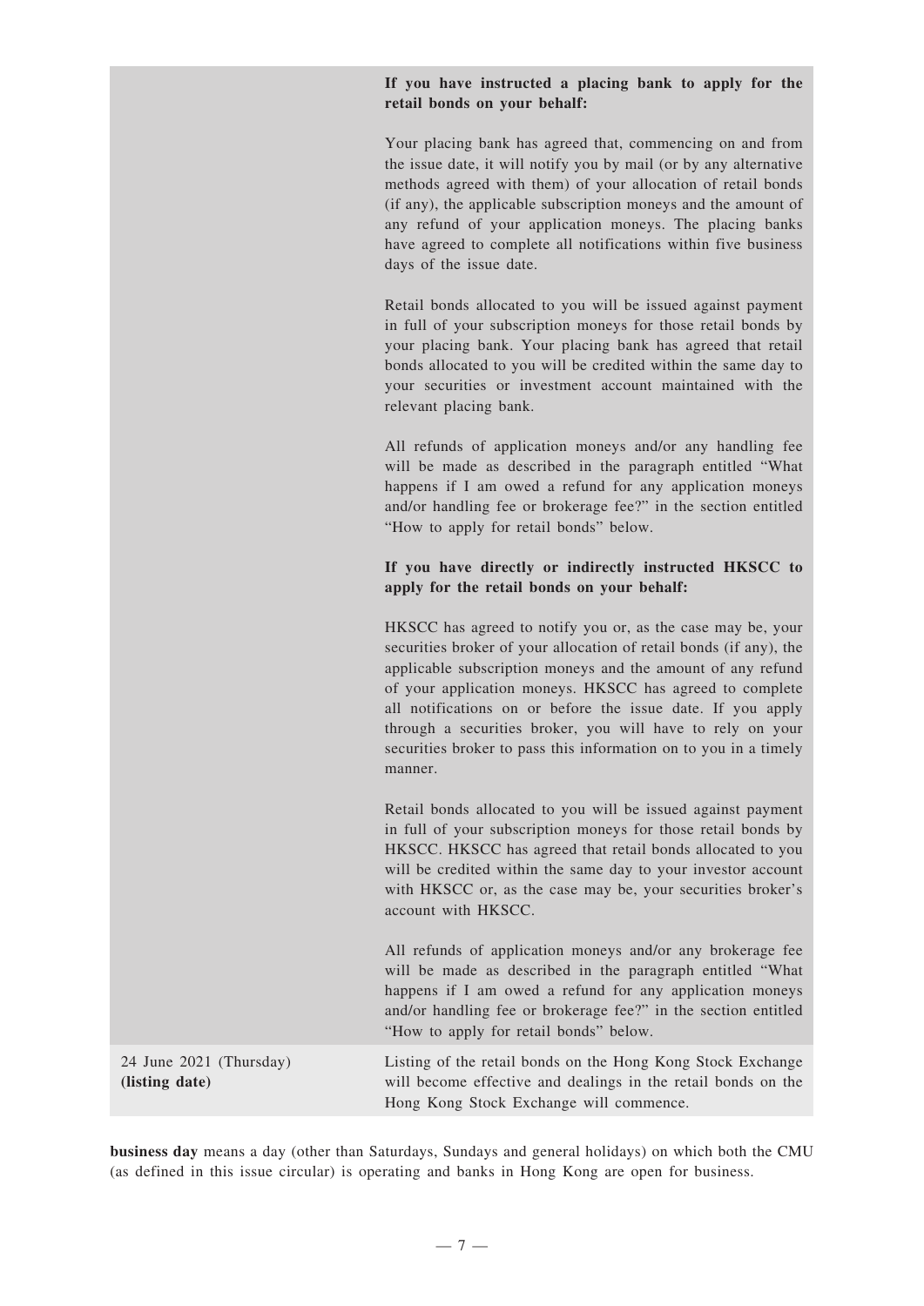| | |
|---|---|
| | **If you have instructed a placing bank to apply for the retail bonds on your behalf:**<br><br>Your placing bank has agreed that, commencing on and from the issue date, it will notify you by mail (or by any alternative methods agreed with them) of your allocation of retail bonds (if any), the applicable subscription moneys and the amount of any refund of your application moneys. The placing banks have agreed to complete all notifications within five business days of the issue date.<br><br>Retail bonds allocated to you will be issued against payment in full of your subscription moneys for those retail bonds by your placing bank. Your placing bank has agreed that retail bonds allocated to you will be credited within the same day to your securities or investment account maintained with the relevant placing bank.<br><br>All refunds of application moneys and/or any handling fee will be made as described in the paragraph entitled "What happens if I am owed a refund for any application moneys and/or handling fee or brokerage fee?" in the section entitled "How to apply for retail bonds" below.<br><br>**If you have directly or indirectly instructed HKSCC to apply for the retail bonds on your behalf:**<br><br>HKSCC has agreed to notify you or, as the case may be, your securities broker of your allocation of retail bonds (if any), the applicable subscription moneys and the amount of any refund of your application moneys. HKSCC has agreed to complete all notifications on or before the issue date. If you apply through a securities broker, you will have to rely on your securities broker to pass this information on to you in a timely manner.<br><br>Retail bonds allocated to you will be issued against payment in full of your subscription moneys for those retail bonds by HKSCC. HKSCC has agreed that retail bonds allocated to you will be credited within the same day to your investor account with HKSCC or, as the case may be, your securities broker's account with HKSCC.<br><br>All refunds of application moneys and/or any brokerage fee will be made as described in the paragraph entitled "What happens if I am owed a refund for any application moneys and/or handling fee or brokerage fee?" in the section entitled "How to apply for retail bonds" below. |
| 24 June 2021 (Thursday)<br>**(listing date)** | Listing of the retail bonds on the Hong Kong Stock Exchange will become effective and dealings in the retail bonds on the Hong Kong Stock Exchange will commence. |

**business day** means a day (other than Saturdays, Sundays and general holidays) on which both the CMU (as defined in this issue circular) is operating and banks in Hong Kong are open for business.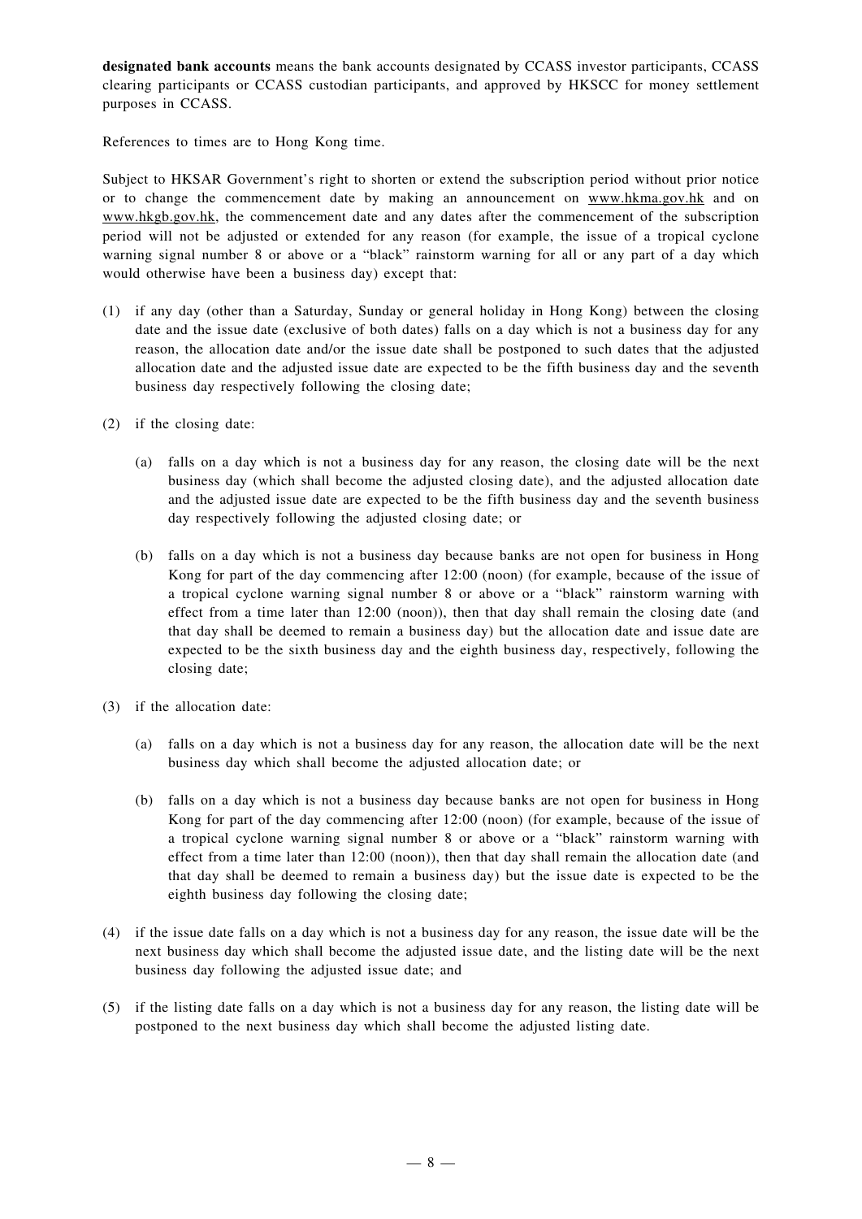**designated bank accounts** means the bank accounts designated by CCASS investor participants, CCASS clearing participants or CCASS custodian participants, and approved by HKSCC for money settlement purposes in CCASS.

References to times are to Hong Kong time.

Subject to HKSAR Government's right to shorten or extend the subscription period without prior notice or to change the commencement date by making an announcement on www.hkma.gov.hk and on www.hkgb.gov.hk, the commencement date and any dates after the commencement of the subscription period will not be adjusted or extended for any reason (for example, the issue of a tropical cyclone warning signal number 8 or above or a "black" rainstorm warning for all or any part of a day which would otherwise have been a business day) except that:

(1) if any day (other than a Saturday, Sunday or general holiday in Hong Kong) between the closing date and the issue date (exclusive of both dates) falls on a day which is not a business day for any reason, the allocation date and/or the issue date shall be postponed to such dates that the adjusted allocation date and the adjusted issue date are expected to be the fifth business day and the seventh business day respectively following the closing date;

(2) if the closing date:

    (a) falls on a day which is not a business day for any reason, the closing date will be the next business day (which shall become the adjusted closing date), and the adjusted allocation date and the adjusted issue date are expected to be the fifth business day and the seventh business day respectively following the adjusted closing date; or

    (b) falls on a day which is not a business day because banks are not open for business in Hong Kong for part of the day commencing after 12:00 (noon) (for example, because of the issue of a tropical cyclone warning signal number 8 or above or a "black" rainstorm warning with effect from a time later than 12:00 (noon)), then that day shall remain the closing date (and that day shall be deemed to remain a business day) but the allocation date and issue date are expected to be the sixth business day and the eighth business day, respectively, following the closing date;

(3) if the allocation date:

    (a) falls on a day which is not a business day for any reason, the allocation date will be the next business day which shall become the adjusted allocation date; or

    (b) falls on a day which is not a business day because banks are not open for business in Hong Kong for part of the day commencing after 12:00 (noon) (for example, because of the issue of a tropical cyclone warning signal number 8 or above or a "black" rainstorm warning with effect from a time later than 12:00 (noon)), then that day shall remain the allocation date (and that day shall be deemed to remain a business day) but the issue date is expected to be the eighth business day following the closing date;

(4) if the issue date falls on a day which is not a business day for any reason, the issue date will be the next business day which shall become the adjusted issue date, and the listing date will be the next business day following the adjusted issue date; and

(5) if the listing date falls on a day which is not a business day for any reason, the listing date will be postponed to the next business day which shall become the adjusted listing date.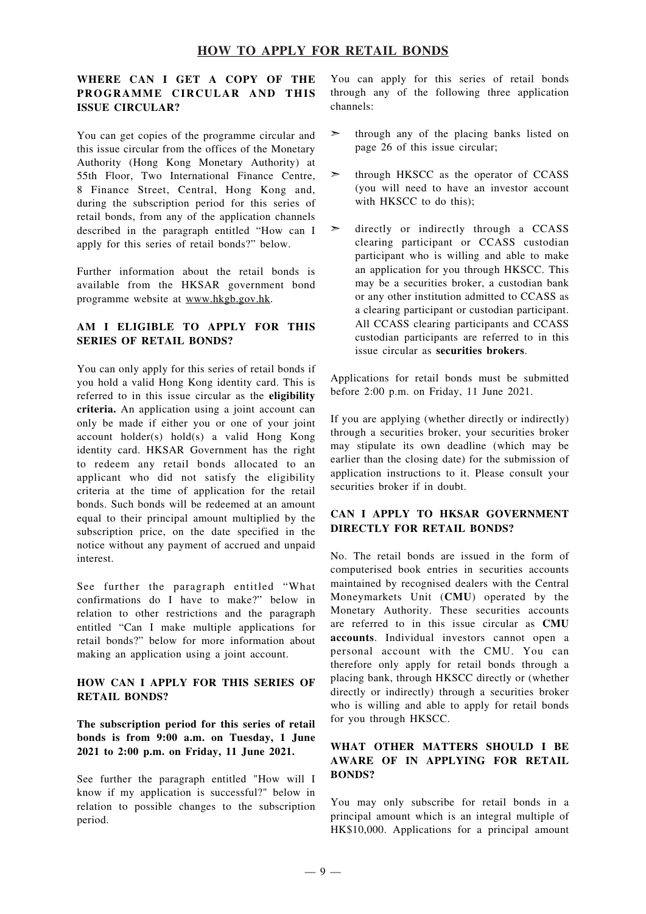# HOW TO APPLY FOR RETAIL BONDS

## WHERE CAN I GET A COPY OF THE PROGRAMME CIRCULAR AND THIS ISSUE CIRCULAR?

You can get copies of the programme circular and this issue circular from the offices of the Monetary Authority (Hong Kong Monetary Authority) at 55th Floor, Two International Finance Centre, 8 Finance Street, Central, Hong Kong and, during the subscription period for this series of retail bonds, from any of the application channels described in the paragraph entitled "How can I apply for this series of retail bonds?" below.

Further information about the retail bonds is available from the HKSAR government bond programme website at www.hkgb.gov.hk.

## AM I ELIGIBLE TO APPLY FOR THIS SERIES OF RETAIL BONDS?

You can only apply for this series of retail bonds if you hold a valid Hong Kong identity card. This is referred to in this issue circular as the **eligibility criteria.** An application using a joint account can only be made if either you or one of your joint account holder(s) hold(s) a valid Hong Kong identity card. HKSAR Government has the right to redeem any retail bonds allocated to an applicant who did not satisfy the eligibility criteria at the time of application for the retail bonds. Such bonds will be redeemed at an amount equal to their principal amount multiplied by the subscription price, on the date specified in the notice without any payment of accrued and unpaid interest.

See further the paragraph entitled "What confirmations do I have to make?" below in relation to other restrictions and the paragraph entitled "Can I make multiple applications for retail bonds?" below for more information about making an application using a joint account.

## HOW CAN I APPLY FOR THIS SERIES OF RETAIL BONDS?

**The subscription period for this series of retail bonds is from 9:00 a.m. on Tuesday, 1 June 2021 to 2:00 p.m. on Friday, 11 June 2021.**

See further the paragraph entitled "How will I know if my application is successful?" below in relation to possible changes to the subscription period.

You can apply for this series of retail bonds through any of the following three application channels:

- through any of the placing banks listed on page 26 of this issue circular;
- through HKSCC as the operator of CCASS (you will need to have an investor account with HKSCC to do this);
- directly or indirectly through a CCASS clearing participant or CCASS custodian participant who is willing and able to make an application for you through HKSCC. This may be a securities broker, a custodian bank or any other institution admitted to CCASS as a clearing participant or custodian participant. All CCASS clearing participants and CCASS custodian participants are referred to in this issue circular as **securities brokers**.

Applications for retail bonds must be submitted before 2:00 p.m. on Friday, 11 June 2021.

If you are applying (whether directly or indirectly) through a securities broker, your securities broker may stipulate its own deadline (which may be earlier than the closing date) for the submission of application instructions to it. Please consult your securities broker if in doubt.

## CAN I APPLY TO HKSAR GOVERNMENT DIRECTLY FOR RETAIL BONDS?

No. The retail bonds are issued in the form of computerised book entries in securities accounts maintained by recognised dealers with the Central Moneymarkets Unit (**CMU**) operated by the Monetary Authority. These securities accounts are referred to in this issue circular as **CMU accounts**. Individual investors cannot open a personal account with the CMU. You can therefore only apply for retail bonds through a placing bank, through HKSCC directly or (whether directly or indirectly) through a securities broker who is willing and able to apply for retail bonds for you through HKSCC.

## WHAT OTHER MATTERS SHOULD I BE AWARE OF IN APPLYING FOR RETAIL BONDS?

You may only subscribe for retail bonds in a principal amount which is an integral multiple of HK$10,000. Applications for a principal amount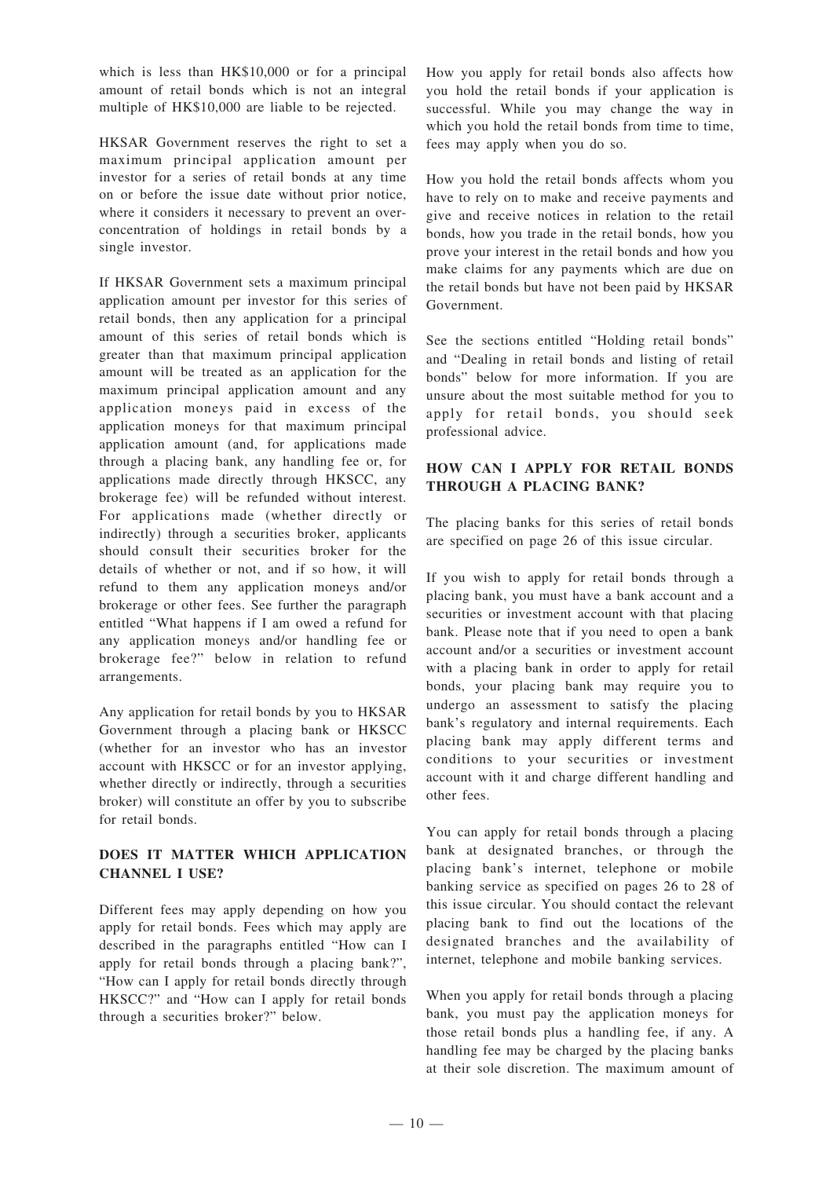which is less than HK$10,000 or for a principal amount of retail bonds which is not an integral multiple of HK$10,000 are liable to be rejected.

HKSAR Government reserves the right to set a maximum principal application amount per investor for a series of retail bonds at any time on or before the issue date without prior notice, where it considers it necessary to prevent an over-concentration of holdings in retail bonds by a single investor.

If HKSAR Government sets a maximum principal application amount per investor for this series of retail bonds, then any application for a principal amount of this series of retail bonds which is greater than that maximum principal application amount will be treated as an application for the maximum principal application amount and any application moneys paid in excess of the application moneys for that maximum principal application amount (and, for applications made through a placing bank, any handling fee or, for applications made directly through HKSCC, any brokerage fee) will be refunded without interest. For applications made (whether directly or indirectly) through a securities broker, applicants should consult their securities broker for the details of whether or not, and if so how, it will refund to them any application moneys and/or brokerage or other fees. See further the paragraph entitled "What happens if I am owed a refund for any application moneys and/or handling fee or brokerage fee?" below in relation to refund arrangements.

Any application for retail bonds by you to HKSAR Government through a placing bank or HKSCC (whether for an investor who has an investor account with HKSCC or for an investor applying, whether directly or indirectly, through a securities broker) will constitute an offer by you to subscribe for retail bonds.

## DOES IT MATTER WHICH APPLICATION CHANNEL I USE?

Different fees may apply depending on how you apply for retail bonds. Fees which may apply are described in the paragraphs entitled "How can I apply for retail bonds through a placing bank?", "How can I apply for retail bonds directly through HKSCC?" and "How can I apply for retail bonds through a securities broker?" below.

How you apply for retail bonds also affects how you hold the retail bonds if your application is successful. While you may change the way in which you hold the retail bonds from time to time, fees may apply when you do so.

How you hold the retail bonds affects whom you have to rely on to make and receive payments and give and receive notices in relation to the retail bonds, how you trade in the retail bonds, how you prove your interest in the retail bonds and how you make claims for any payments which are due on the retail bonds but have not been paid by HKSAR Government.

See the sections entitled "Holding retail bonds" and "Dealing in retail bonds and listing of retail bonds" below for more information. If you are unsure about the most suitable method for you to apply for retail bonds, you should seek professional advice.

## HOW CAN I APPLY FOR RETAIL BONDS THROUGH A PLACING BANK?

The placing banks for this series of retail bonds are specified on page 26 of this issue circular.

If you wish to apply for retail bonds through a placing bank, you must have a bank account and a securities or investment account with that placing bank. Please note that if you need to open a bank account and/or a securities or investment account with a placing bank in order to apply for retail bonds, your placing bank may require you to undergo an assessment to satisfy the placing bank's regulatory and internal requirements. Each placing bank may apply different terms and conditions to your securities or investment account with it and charge different handling and other fees.

You can apply for retail bonds through a placing bank at designated branches, or through the placing bank's internet, telephone or mobile banking service as specified on pages 26 to 28 of this issue circular. You should contact the relevant placing bank to find out the locations of the designated branches and the availability of internet, telephone and mobile banking services.

When you apply for retail bonds through a placing bank, you must pay the application moneys for those retail bonds plus a handling fee, if any. A handling fee may be charged by the placing banks at their sole discretion. The maximum amount of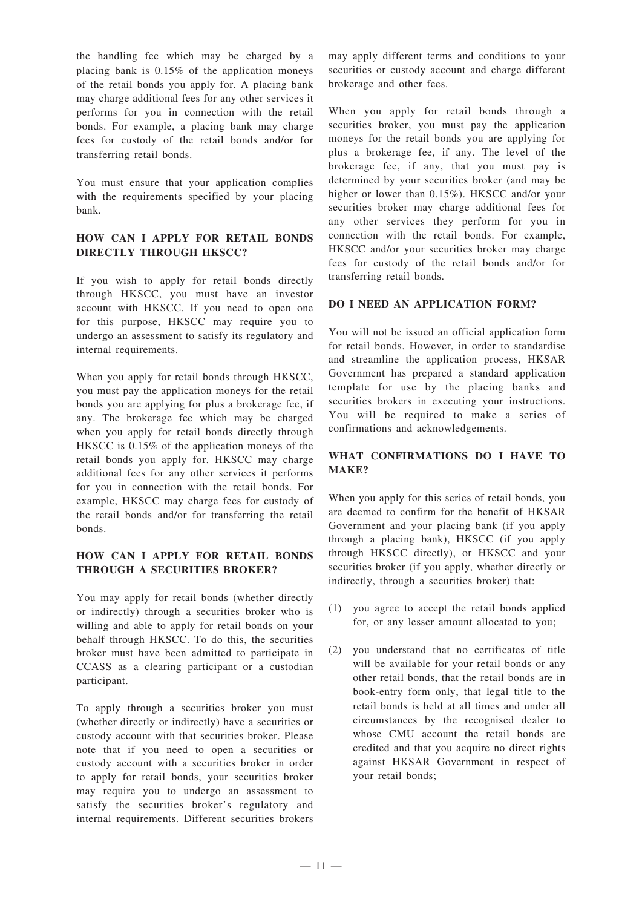the handling fee which may be charged by a placing bank is 0.15% of the application moneys of the retail bonds you apply for. A placing bank may charge additional fees for any other services it performs for you in connection with the retail bonds. For example, a placing bank may charge fees for custody of the retail bonds and/or for transferring retail bonds.

You must ensure that your application complies with the requirements specified by your placing bank.

### HOW CAN I APPLY FOR RETAIL BONDS DIRECTLY THROUGH HKSCC?

If you wish to apply for retail bonds directly through HKSCC, you must have an investor account with HKSCC. If you need to open one for this purpose, HKSCC may require you to undergo an assessment to satisfy its regulatory and internal requirements.

When you apply for retail bonds through HKSCC, you must pay the application moneys for the retail bonds you are applying for plus a brokerage fee, if any. The brokerage fee which may be charged when you apply for retail bonds directly through HKSCC is 0.15% of the application moneys of the retail bonds you apply for. HKSCC may charge additional fees for any other services it performs for you in connection with the retail bonds. For example, HKSCC may charge fees for custody of the retail bonds and/or for transferring the retail bonds.

### HOW CAN I APPLY FOR RETAIL BONDS THROUGH A SECURITIES BROKER?

You may apply for retail bonds (whether directly or indirectly) through a securities broker who is willing and able to apply for retail bonds on your behalf through HKSCC. To do this, the securities broker must have been admitted to participate in CCASS as a clearing participant or a custodian participant.

To apply through a securities broker you must (whether directly or indirectly) have a securities or custody account with that securities broker. Please note that if you need to open a securities or custody account with a securities broker in order to apply for retail bonds, your securities broker may require you to undergo an assessment to satisfy the securities broker's regulatory and internal requirements. Different securities brokers may apply different terms and conditions to your securities or custody account and charge different brokerage and other fees.

When you apply for retail bonds through a securities broker, you must pay the application moneys for the retail bonds you are applying for plus a brokerage fee, if any. The level of the brokerage fee, if any, that you must pay is determined by your securities broker (and may be higher or lower than 0.15%). HKSCC and/or your securities broker may charge additional fees for any other services they perform for you in connection with the retail bonds. For example, HKSCC and/or your securities broker may charge fees for custody of the retail bonds and/or for transferring retail bonds.

### DO I NEED AN APPLICATION FORM?

You will not be issued an official application form for retail bonds. However, in order to standardise and streamline the application process, HKSAR Government has prepared a standard application template for use by the placing banks and securities brokers in executing your instructions. You will be required to make a series of confirmations and acknowledgements.

### WHAT CONFIRMATIONS DO I HAVE TO MAKE?

When you apply for this series of retail bonds, you are deemed to confirm for the benefit of HKSAR Government and your placing bank (if you apply through a placing bank), HKSCC (if you apply through HKSCC directly), or HKSCC and your securities broker (if you apply, whether directly or indirectly, through a securities broker) that:

(1) you agree to accept the retail bonds applied for, or any lesser amount allocated to you;

(2) you understand that no certificates of title will be available for your retail bonds or any other retail bonds, that the retail bonds are in book-entry form only, that legal title to the retail bonds is held at all times and under all circumstances by the recognised dealer to whose CMU account the retail bonds are credited and that you acquire no direct rights against HKSAR Government in respect of your retail bonds;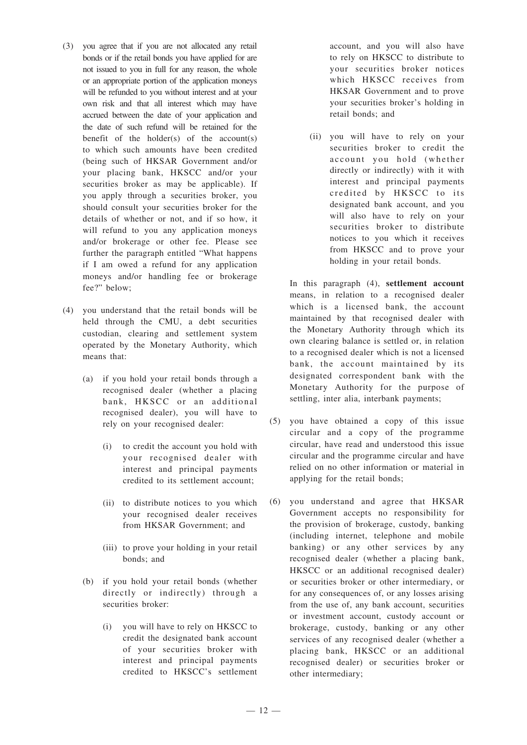(3) you agree that if you are not allocated any retail bonds or if the retail bonds you have applied for are not issued to you in full for any reason, the whole or an appropriate portion of the application moneys will be refunded to you without interest and at your own risk and that all interest which may have accrued between the date of your application and the date of such refund will be retained for the benefit of the holder(s) of the account(s) to which such amounts have been credited (being such of HKSAR Government and/or your placing bank, HKSCC and/or your securities broker as may be applicable). If you apply through a securities broker, you should consult your securities broker for the details of whether or not, and if so how, it will refund to you any application moneys and/or brokerage or other fee. Please see further the paragraph entitled "What happens if I am owed a refund for any application moneys and/or handling fee or brokerage fee?" below;

(4) you understand that the retail bonds will be held through the CMU, a debt securities custodian, clearing and settlement system operated by the Monetary Authority, which means that:

   (a) if you hold your retail bonds through a recognised dealer (whether a placing bank, HKSCC or an additional recognised dealer), you will have to rely on your recognised dealer:

      (i) to credit the account you hold with your recognised dealer with interest and principal payments credited to its settlement account;

      (ii) to distribute notices to you which your recognised dealer receives from HKSAR Government; and

      (iii) to prove your holding in your retail bonds; and

   (b) if you hold your retail bonds (whether directly or indirectly) through a securities broker:

      (i) you will have to rely on HKSCC to credit the designated bank account of your securities broker with interest and principal payments credited to HKSCC's settlement account, and you will also have to rely on HKSCC to distribute to your securities broker notices which HKSCC receives from HKSAR Government and to prove your securities broker's holding in retail bonds; and

      (ii) you will have to rely on your securities broker to credit the account you hold (whether directly or indirectly) with it with interest and principal payments credited by HKSCC to its designated bank account, and you will also have to rely on your securities broker to distribute notices to you which it receives from HKSCC and to prove your holding in your retail bonds.

   In this paragraph (4), **settlement account** means, in relation to a recognised dealer which is a licensed bank, the account maintained by that recognised dealer with the Monetary Authority through which its own clearing balance is settled or, in relation to a recognised dealer which is not a licensed bank, the account maintained by its designated correspondent bank with the Monetary Authority for the purpose of settling, inter alia, interbank payments;

(5) you have obtained a copy of this issue circular and a copy of the programme circular, have read and understood this issue circular and the programme circular and have relied on no other information or material in applying for the retail bonds;

(6) you understand and agree that HKSAR Government accepts no responsibility for the provision of brokerage, custody, banking (including internet, telephone and mobile banking) or any other services by any recognised dealer (whether a placing bank, HKSCC or an additional recognised dealer) or securities broker or other intermediary, or for any consequences of, or any losses arising from the use of, any bank account, securities or investment account, custody account or brokerage, custody, banking or any other services of any recognised dealer (whether a placing bank, HKSCC or an additional recognised dealer) or securities broker or other intermediary;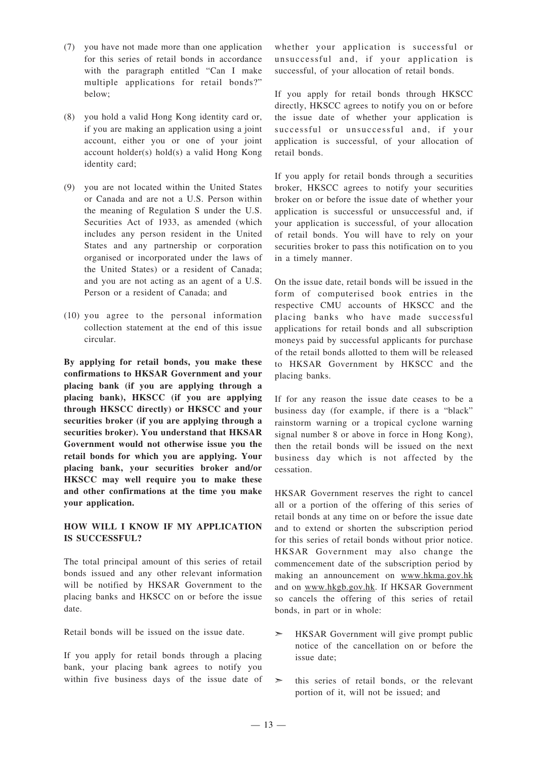(7) you have not made more than one application for this series of retail bonds in accordance with the paragraph entitled "Can I make multiple applications for retail bonds?" below;

(8) you hold a valid Hong Kong identity card or, if you are making an application using a joint account, either you or one of your joint account holder(s) hold(s) a valid Hong Kong identity card;

(9) you are not located within the United States or Canada and are not a U.S. Person within the meaning of Regulation S under the U.S. Securities Act of 1933, as amended (which includes any person resident in the United States and any partnership or corporation organised or incorporated under the laws of the United States) or a resident of Canada; and you are not acting as an agent of a U.S. Person or a resident of Canada; and

(10) you agree to the personal information collection statement at the end of this issue circular.

**By applying for retail bonds, you make these confirmations to HKSAR Government and your placing bank (if you are applying through a placing bank), HKSCC (if you are applying through HKSCC directly) or HKSCC and your securities broker (if you are applying through a securities broker). You understand that HKSAR Government would not otherwise issue you the retail bonds for which you are applying. Your placing bank, your securities broker and/or HKSCC may well require you to make these and other confirmations at the time you make your application.**

## HOW WILL I KNOW IF MY APPLICATION IS SUCCESSFUL?

The total principal amount of this series of retail bonds issued and any other relevant information will be notified by HKSAR Government to the placing banks and HKSCC on or before the issue date.

Retail bonds will be issued on the issue date.

If you apply for retail bonds through a placing bank, your placing bank agrees to notify you within five business days of the issue date of whether your application is successful or unsuccessful and, if your application is successful, of your allocation of retail bonds.

If you apply for retail bonds through HKSCC directly, HKSCC agrees to notify you on or before the issue date of whether your application is successful or unsuccessful and, if your application is successful, of your allocation of retail bonds.

If you apply for retail bonds through a securities broker, HKSCC agrees to notify your securities broker on or before the issue date of whether your application is successful or unsuccessful and, if your application is successful, of your allocation of retail bonds. You will have to rely on your securities broker to pass this notification on to you in a timely manner.

On the issue date, retail bonds will be issued in the form of computerised book entries in the respective CMU accounts of HKSCC and the placing banks who have made successful applications for retail bonds and all subscription moneys paid by successful applicants for purchase of the retail bonds allotted to them will be released to HKSAR Government by HKSCC and the placing banks.

If for any reason the issue date ceases to be a business day (for example, if there is a "black" rainstorm warning or a tropical cyclone warning signal number 8 or above in force in Hong Kong), then the retail bonds will be issued on the next business day which is not affected by the cessation.

HKSAR Government reserves the right to cancel all or a portion of the offering of this series of retail bonds at any time on or before the issue date and to extend or shorten the subscription period for this series of retail bonds without prior notice. HKSAR Government may also change the commencement date of the subscription period by making an announcement on www.hkma.gov.hk and on www.hkgb.gov.hk. If HKSAR Government so cancels the offering of this series of retail bonds, in part or in whole:

- HKSAR Government will give prompt public notice of the cancellation on or before the issue date;
- this series of retail bonds, or the relevant portion of it, will not be issued; and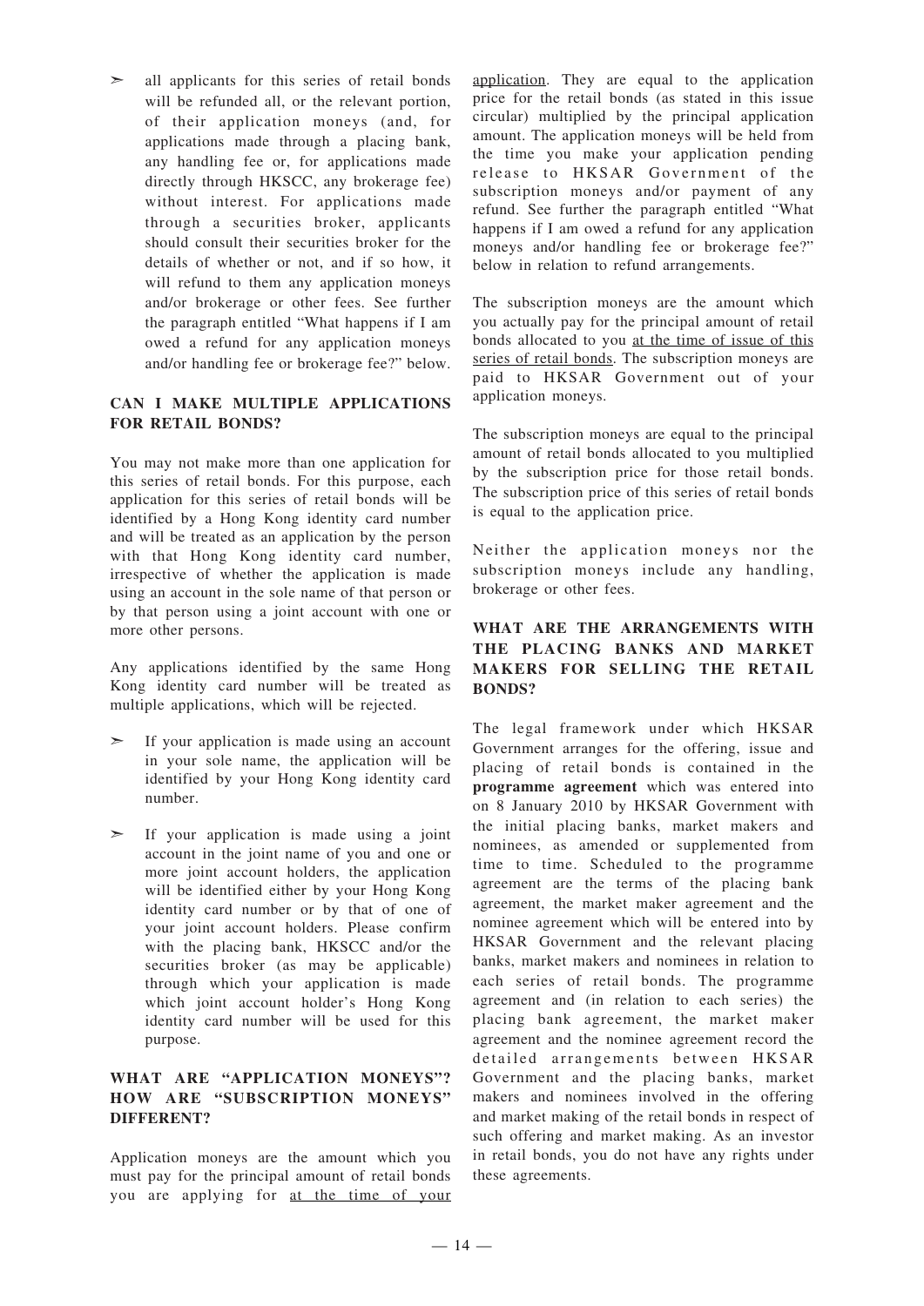- all applicants for this series of retail bonds will be refunded all, or the relevant portion, of their application moneys (and, for applications made through a placing bank, any handling fee or, for applications made directly through HKSCC, any brokerage fee) without interest. For applications made through a securities broker, applicants should consult their securities broker for the details of whether or not, and if so how, it will refund to them any application moneys and/or brokerage or other fees. See further the paragraph entitled "What happens if I am owed a refund for any application moneys and/or handling fee or brokerage fee?" below.

### CAN I MAKE MULTIPLE APPLICATIONS FOR RETAIL BONDS?

You may not make more than one application for this series of retail bonds. For this purpose, each application for this series of retail bonds will be identified by a Hong Kong identity card number and will be treated as an application by the person with that Hong Kong identity card number, irrespective of whether the application is made using an account in the sole name of that person or by that person using a joint account with one or more other persons.

Any applications identified by the same Hong Kong identity card number will be treated as multiple applications, which will be rejected.

- If your application is made using an account in your sole name, the application will be identified by your Hong Kong identity card number.
- If your application is made using a joint account in the joint name of you and one or more joint account holders, the application will be identified either by your Hong Kong identity card number or by that of one of your joint account holders. Please confirm with the placing bank, HKSCC and/or the securities broker (as may be applicable) through which your application is made which joint account holder's Hong Kong identity card number will be used for this purpose.

### WHAT ARE "APPLICATION MONEYS"? HOW ARE "SUBSCRIPTION MONEYS" DIFFERENT?

Application moneys are the amount which you must pay for the principal amount of retail bonds you are applying for <u>at the time of your application</u>. They are equal to the application price for the retail bonds (as stated in this issue circular) multiplied by the principal application amount. The application moneys will be held from the time you make your application pending release to HKSAR Government of the subscription moneys and/or payment of any refund. See further the paragraph entitled "What happens if I am owed a refund for any application moneys and/or handling fee or brokerage fee?" below in relation to refund arrangements.

The subscription moneys are the amount which you actually pay for the principal amount of retail bonds allocated to you <u>at the time of issue of this series of retail bonds</u>. The subscription moneys are paid to HKSAR Government out of your application moneys.

The subscription moneys are equal to the principal amount of retail bonds allocated to you multiplied by the subscription price for those retail bonds. The subscription price of this series of retail bonds is equal to the application price.

Neither the application moneys nor the subscription moneys include any handling, brokerage or other fees.

### WHAT ARE THE ARRANGEMENTS WITH THE PLACING BANKS AND MARKET MAKERS FOR SELLING THE RETAIL BONDS?

The legal framework under which HKSAR Government arranges for the offering, issue and placing of retail bonds is contained in the **programme agreement** which was entered into on 8 January 2010 by HKSAR Government with the initial placing banks, market makers and nominees, as amended or supplemented from time to time. Scheduled to the programme agreement are the terms of the placing bank agreement, the market maker agreement and the nominee agreement which will be entered into by HKSAR Government and the relevant placing banks, market makers and nominees in relation to each series of retail bonds. The programme agreement and (in relation to each series) the placing bank agreement, the market maker agreement and the nominee agreement record the detailed arrangements between HKSAR Government and the placing banks, market makers and nominees involved in the offering and market making of the retail bonds in respect of such offering and market making. As an investor in retail bonds, you do not have any rights under these agreements.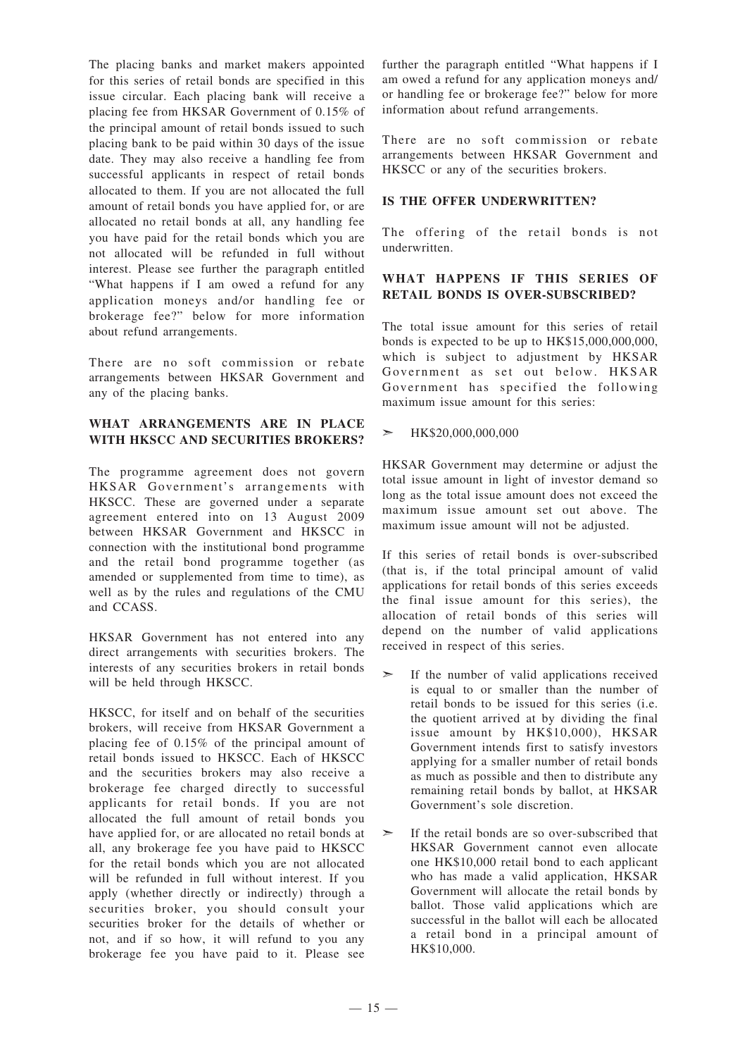The placing banks and market makers appointed for this series of retail bonds are specified in this issue circular. Each placing bank will receive a placing fee from HKSAR Government of 0.15% of the principal amount of retail bonds issued to such placing bank to be paid within 30 days of the issue date. They may also receive a handling fee from successful applicants in respect of retail bonds allocated to them. If you are not allocated the full amount of retail bonds you have applied for, or are allocated no retail bonds at all, any handling fee you have paid for the retail bonds which you are not allocated will be refunded in full without interest. Please see further the paragraph entitled "What happens if I am owed a refund for any application moneys and/or handling fee or brokerage fee?" below for more information about refund arrangements.

There are no soft commission or rebate arrangements between HKSAR Government and any of the placing banks.

## WHAT ARRANGEMENTS ARE IN PLACE WITH HKSCC AND SECURITIES BROKERS?

The programme agreement does not govern HKSAR Government's arrangements with HKSCC. These are governed under a separate agreement entered into on 13 August 2009 between HKSAR Government and HKSCC in connection with the institutional bond programme and the retail bond programme together (as amended or supplemented from time to time), as well as by the rules and regulations of the CMU and CCASS.

HKSAR Government has not entered into any direct arrangements with securities brokers. The interests of any securities brokers in retail bonds will be held through HKSCC.

HKSCC, for itself and on behalf of the securities brokers, will receive from HKSAR Government a placing fee of 0.15% of the principal amount of retail bonds issued to HKSCC. Each of HKSCC and the securities brokers may also receive a brokerage fee charged directly to successful applicants for retail bonds. If you are not allocated the full amount of retail bonds you have applied for, or are allocated no retail bonds at all, any brokerage fee you have paid to HKSCC for the retail bonds which you are not allocated will be refunded in full without interest. If you apply (whether directly or indirectly) through a securities broker, you should consult your securities broker for the details of whether or not, and if so how, it will refund to you any brokerage fee you have paid to it. Please see further the paragraph entitled "What happens if I am owed a refund for any application moneys and/or handling fee or brokerage fee?" below for more information about refund arrangements.

There are no soft commission or rebate arrangements between HKSAR Government and HKSCC or any of the securities brokers.

## IS THE OFFER UNDERWRITTEN?

The offering of the retail bonds is not underwritten.

## WHAT HAPPENS IF THIS SERIES OF RETAIL BONDS IS OVER-SUBSCRIBED?

The total issue amount for this series of retail bonds is expected to be up to HK$15,000,000,000, which is subject to adjustment by HKSAR Government as set out below. HKSAR Government has specified the following maximum issue amount for this series:

- HK$20,000,000,000

HKSAR Government may determine or adjust the total issue amount in light of investor demand so long as the total issue amount does not exceed the maximum issue amount set out above. The maximum issue amount will not be adjusted.

If this series of retail bonds is over-subscribed (that is, if the total principal amount of valid applications for retail bonds of this series exceeds the final issue amount for this series), the allocation of retail bonds of this series will depend on the number of valid applications received in respect of this series.

- If the number of valid applications received is equal to or smaller than the number of retail bonds to be issued for this series (i.e. the quotient arrived at by dividing the final issue amount by HK$10,000), HKSAR Government intends first to satisfy investors applying for a smaller number of retail bonds as much as possible and then to distribute any remaining retail bonds by ballot, at HKSAR Government's sole discretion.
- If the retail bonds are so over-subscribed that HKSAR Government cannot even allocate one HK$10,000 retail bond to each applicant who has made a valid application, HKSAR Government will allocate the retail bonds by ballot. Those valid applications which are successful in the ballot will each be allocated a retail bond in a principal amount of HK$10,000.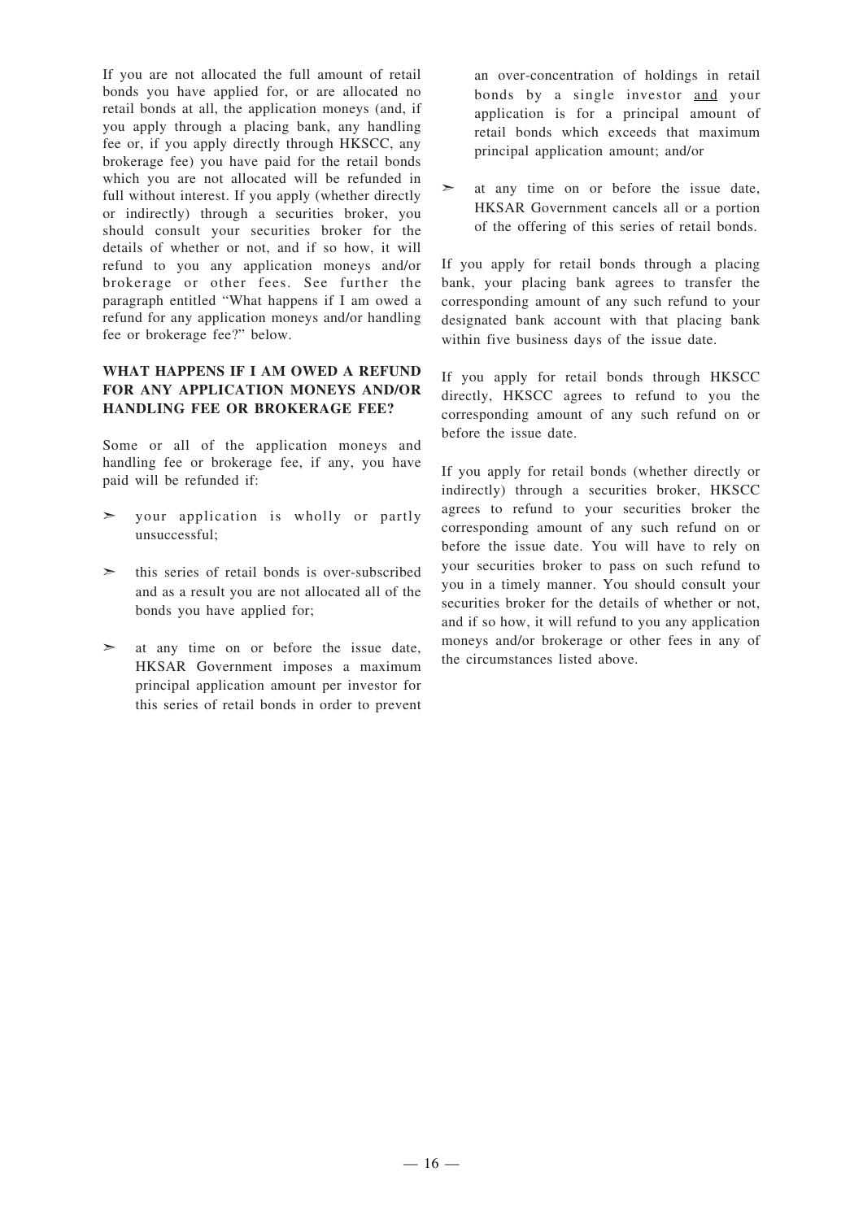If you are not allocated the full amount of retail bonds you have applied for, or are allocated no retail bonds at all, the application moneys (and, if you apply through a placing bank, any handling fee or, if you apply directly through HKSCC, any brokerage fee) you have paid for the retail bonds which you are not allocated will be refunded in full without interest. If you apply (whether directly or indirectly) through a securities broker, you should consult your securities broker for the details of whether or not, and if so how, it will refund to you any application moneys and/or brokerage or other fees. See further the paragraph entitled "What happens if I am owed a refund for any application moneys and/or handling fee or brokerage fee?" below.

### WHAT HAPPENS IF I AM OWED A REFUND FOR ANY APPLICATION MONEYS AND/OR HANDLING FEE OR BROKERAGE FEE?

Some or all of the application moneys and handling fee or brokerage fee, if any, you have paid will be refunded if:

- your application is wholly or partly unsuccessful;
- this series of retail bonds is over-subscribed and as a result you are not allocated all of the bonds you have applied for;
- at any time on or before the issue date, HKSAR Government imposes a maximum principal application amount per investor for this series of retail bonds in order to prevent an over-concentration of holdings in retail bonds by a single investor <u>and</u> your application is for a principal amount of retail bonds which exceeds that maximum principal application amount; and/or
- at any time on or before the issue date, HKSAR Government cancels all or a portion of the offering of this series of retail bonds.

If you apply for retail bonds through a placing bank, your placing bank agrees to transfer the corresponding amount of any such refund to your designated bank account with that placing bank within five business days of the issue date.

If you apply for retail bonds through HKSCC directly, HKSCC agrees to refund to you the corresponding amount of any such refund on or before the issue date.

If you apply for retail bonds (whether directly or indirectly) through a securities broker, HKSCC agrees to refund to your securities broker the corresponding amount of any such refund on or before the issue date. You will have to rely on your securities broker to pass on such refund to you in a timely manner. You should consult your securities broker for the details of whether or not, and if so how, it will refund to you any application moneys and/or brokerage or other fees in any of the circumstances listed above.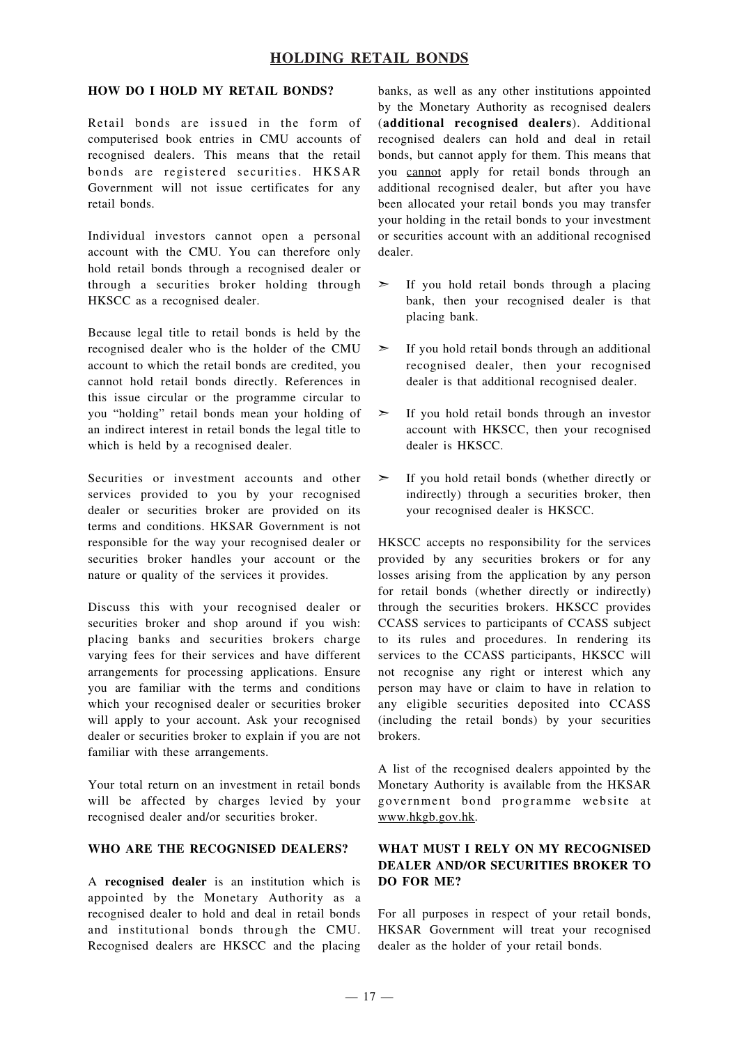# HOLDING RETAIL BONDS

## HOW DO I HOLD MY RETAIL BONDS?

Retail bonds are issued in the form of computerised book entries in CMU accounts of recognised dealers. This means that the retail bonds are registered securities. HKSAR Government will not issue certificates for any retail bonds.

Individual investors cannot open a personal account with the CMU. You can therefore only hold retail bonds through a recognised dealer or through a securities broker holding through HKSCC as a recognised dealer.

Because legal title to retail bonds is held by the recognised dealer who is the holder of the CMU account to which the retail bonds are credited, you cannot hold retail bonds directly. References in this issue circular or the programme circular to you "holding" retail bonds mean your holding of an indirect interest in retail bonds the legal title to which is held by a recognised dealer.

Securities or investment accounts and other services provided to you by your recognised dealer or securities broker are provided on its terms and conditions. HKSAR Government is not responsible for the way your recognised dealer or securities broker handles your account or the nature or quality of the services it provides.

Discuss this with your recognised dealer or securities broker and shop around if you wish: placing banks and securities brokers charge varying fees for their services and have different arrangements for processing applications. Ensure you are familiar with the terms and conditions which your recognised dealer or securities broker will apply to your account. Ask your recognised dealer or securities broker to explain if you are not familiar with these arrangements.

Your total return on an investment in retail bonds will be affected by charges levied by your recognised dealer and/or securities broker.

## WHO ARE THE RECOGNISED DEALERS?

A **recognised dealer** is an institution which is appointed by the Monetary Authority as a recognised dealer to hold and deal in retail bonds and institutional bonds through the CMU. Recognised dealers are HKSCC and the placing banks, as well as any other institutions appointed by the Monetary Authority as recognised dealers (**additional recognised dealers**). Additional recognised dealers can hold and deal in retail bonds, but cannot apply for them. This means that you cannot apply for retail bonds through an additional recognised dealer, but after you have been allocated your retail bonds you may transfer your holding in the retail bonds to your investment or securities account with an additional recognised dealer.

- If you hold retail bonds through a placing bank, then your recognised dealer is that placing bank.
- If you hold retail bonds through an additional recognised dealer, then your recognised dealer is that additional recognised dealer.
- If you hold retail bonds through an investor account with HKSCC, then your recognised dealer is HKSCC.
- If you hold retail bonds (whether directly or indirectly) through a securities broker, then your recognised dealer is HKSCC.

HKSCC accepts no responsibility for the services provided by any securities brokers or for any losses arising from the application by any person for retail bonds (whether directly or indirectly) through the securities brokers. HKSCC provides CCASS services to participants of CCASS subject to its rules and procedures. In rendering its services to the CCASS participants, HKSCC will not recognise any right or interest which any person may have or claim to have in relation to any eligible securities deposited into CCASS (including the retail bonds) by your securities brokers.

A list of the recognised dealers appointed by the Monetary Authority is available from the HKSAR government bond programme website at www.hkgb.gov.hk.

## WHAT MUST I RELY ON MY RECOGNISED DEALER AND/OR SECURITIES BROKER TO DO FOR ME?

For all purposes in respect of your retail bonds, HKSAR Government will treat your recognised dealer as the holder of your retail bonds.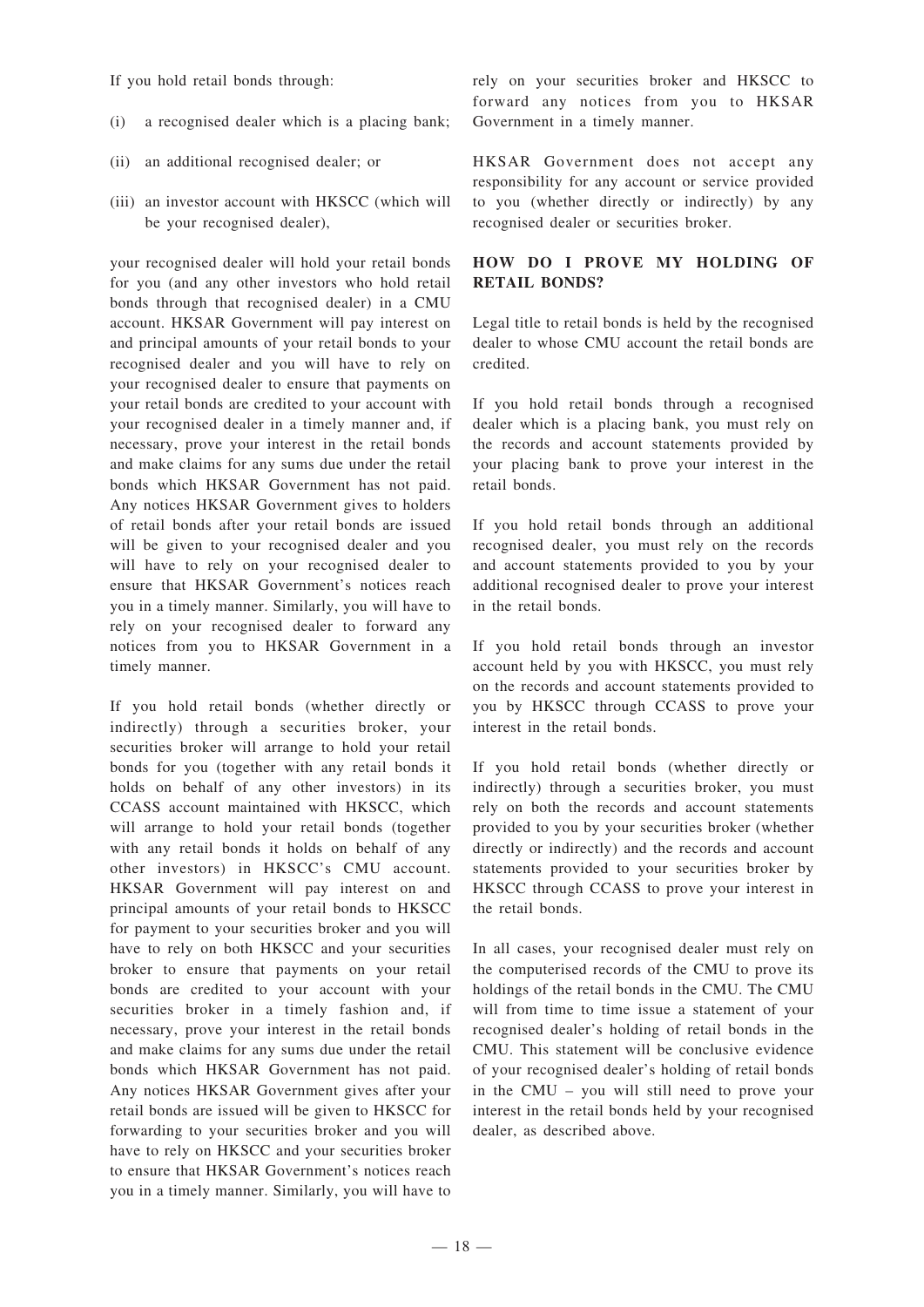If you hold retail bonds through:

(i) a recognised dealer which is a placing bank;

(ii) an additional recognised dealer; or

(iii) an investor account with HKSCC (which will be your recognised dealer),

your recognised dealer will hold your retail bonds for you (and any other investors who hold retail bonds through that recognised dealer) in a CMU account. HKSAR Government will pay interest on and principal amounts of your retail bonds to your recognised dealer and you will have to rely on your recognised dealer to ensure that payments on your retail bonds are credited to your account with your recognised dealer in a timely manner and, if necessary, prove your interest in the retail bonds and make claims for any sums due under the retail bonds which HKSAR Government has not paid. Any notices HKSAR Government gives to holders of retail bonds after your retail bonds are issued will be given to your recognised dealer and you will have to rely on your recognised dealer to ensure that HKSAR Government's notices reach you in a timely manner. Similarly, you will have to rely on your recognised dealer to forward any notices from you to HKSAR Government in a timely manner.

If you hold retail bonds (whether directly or indirectly) through a securities broker, your securities broker will arrange to hold your retail bonds for you (together with any retail bonds it holds on behalf of any other investors) in its CCASS account maintained with HKSCC, which will arrange to hold your retail bonds (together with any retail bonds it holds on behalf of any other investors) in HKSCC's CMU account. HKSAR Government will pay interest on and principal amounts of your retail bonds to HKSCC for payment to your securities broker and you will have to rely on both HKSCC and your securities broker to ensure that payments on your retail bonds are credited to your account with your securities broker in a timely fashion and, if necessary, prove your interest in the retail bonds and make claims for any sums due under the retail bonds which HKSAR Government has not paid. Any notices HKSAR Government gives after your retail bonds are issued will be given to HKSCC for forwarding to your securities broker and you will have to rely on HKSCC and your securities broker to ensure that HKSAR Government's notices reach you in a timely manner. Similarly, you will have to rely on your securities broker and HKSCC to forward any notices from you to HKSAR Government in a timely manner.

HKSAR Government does not accept any responsibility for any account or service provided to you (whether directly or indirectly) by any recognised dealer or securities broker.

## HOW DO I PROVE MY HOLDING OF RETAIL BONDS?

Legal title to retail bonds is held by the recognised dealer to whose CMU account the retail bonds are credited.

If you hold retail bonds through a recognised dealer which is a placing bank, you must rely on the records and account statements provided by your placing bank to prove your interest in the retail bonds.

If you hold retail bonds through an additional recognised dealer, you must rely on the records and account statements provided to you by your additional recognised dealer to prove your interest in the retail bonds.

If you hold retail bonds through an investor account held by you with HKSCC, you must rely on the records and account statements provided to you by HKSCC through CCASS to prove your interest in the retail bonds.

If you hold retail bonds (whether directly or indirectly) through a securities broker, you must rely on both the records and account statements provided to you by your securities broker (whether directly or indirectly) and the records and account statements provided to your securities broker by HKSCC through CCASS to prove your interest in the retail bonds.

In all cases, your recognised dealer must rely on the computerised records of the CMU to prove its holdings of the retail bonds in the CMU. The CMU will from time to time issue a statement of your recognised dealer's holding of retail bonds in the CMU. This statement will be conclusive evidence of your recognised dealer's holding of retail bonds in the CMU – you will still need to prove your interest in the retail bonds held by your recognised dealer, as described above.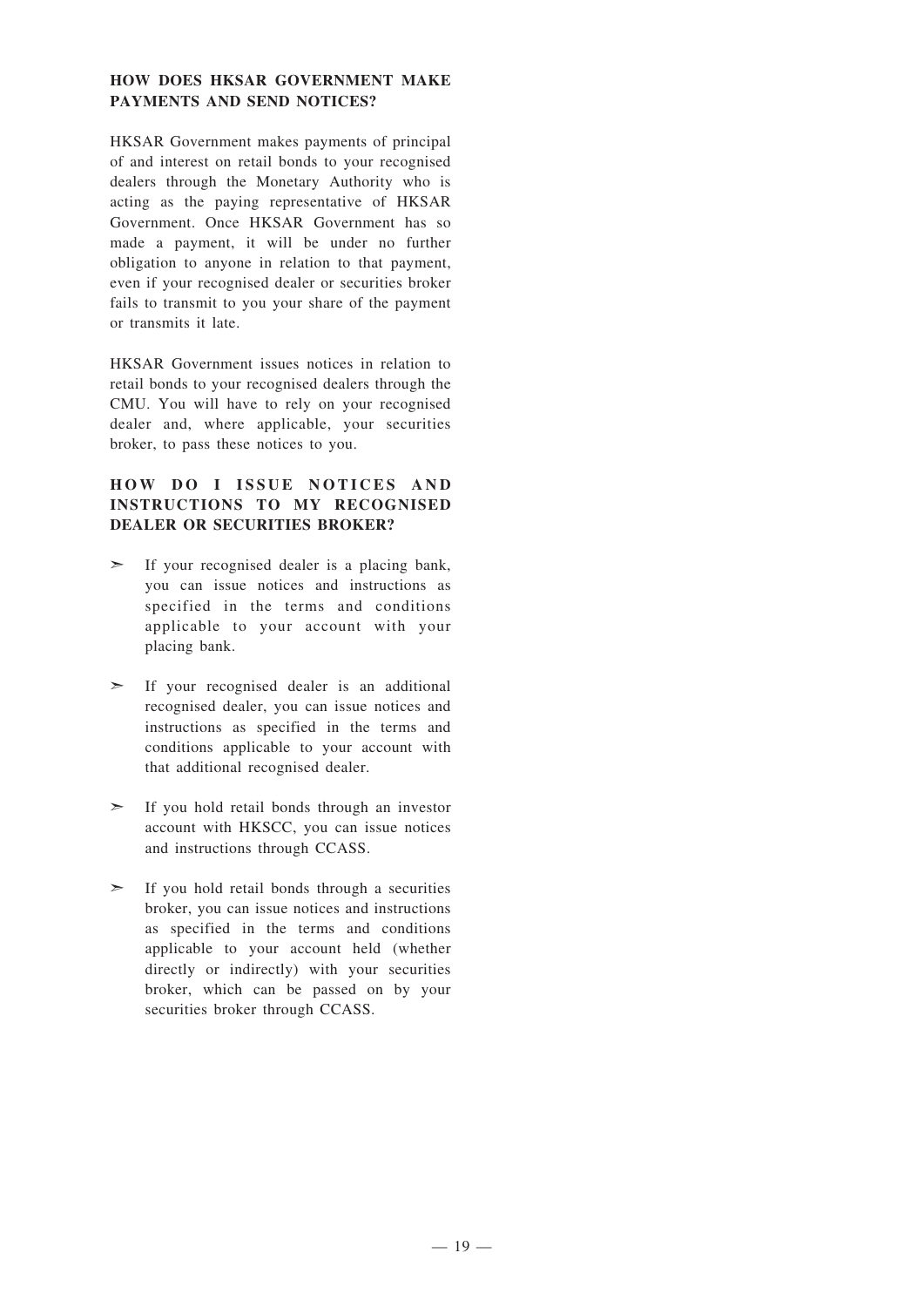### HOW DOES HKSAR GOVERNMENT MAKE PAYMENTS AND SEND NOTICES?

HKSAR Government makes payments of principal of and interest on retail bonds to your recognised dealers through the Monetary Authority who is acting as the paying representative of HKSAR Government. Once HKSAR Government has so made a payment, it will be under no further obligation to anyone in relation to that payment, even if your recognised dealer or securities broker fails to transmit to you your share of the payment or transmits it late.

HKSAR Government issues notices in relation to retail bonds to your recognised dealers through the CMU. You will have to rely on your recognised dealer and, where applicable, your securities broker, to pass these notices to you.

### HOW DO I ISSUE NOTICES AND INSTRUCTIONS TO MY RECOGNISED DEALER OR SECURITIES BROKER?

- If your recognised dealer is a placing bank, you can issue notices and instructions as specified in the terms and conditions applicable to your account with your placing bank.
- If your recognised dealer is an additional recognised dealer, you can issue notices and instructions as specified in the terms and conditions applicable to your account with that additional recognised dealer.
- If you hold retail bonds through an investor account with HKSCC, you can issue notices and instructions through CCASS.
- If you hold retail bonds through a securities broker, you can issue notices and instructions as specified in the terms and conditions applicable to your account held (whether directly or indirectly) with your securities broker, which can be passed on by your securities broker through CCASS.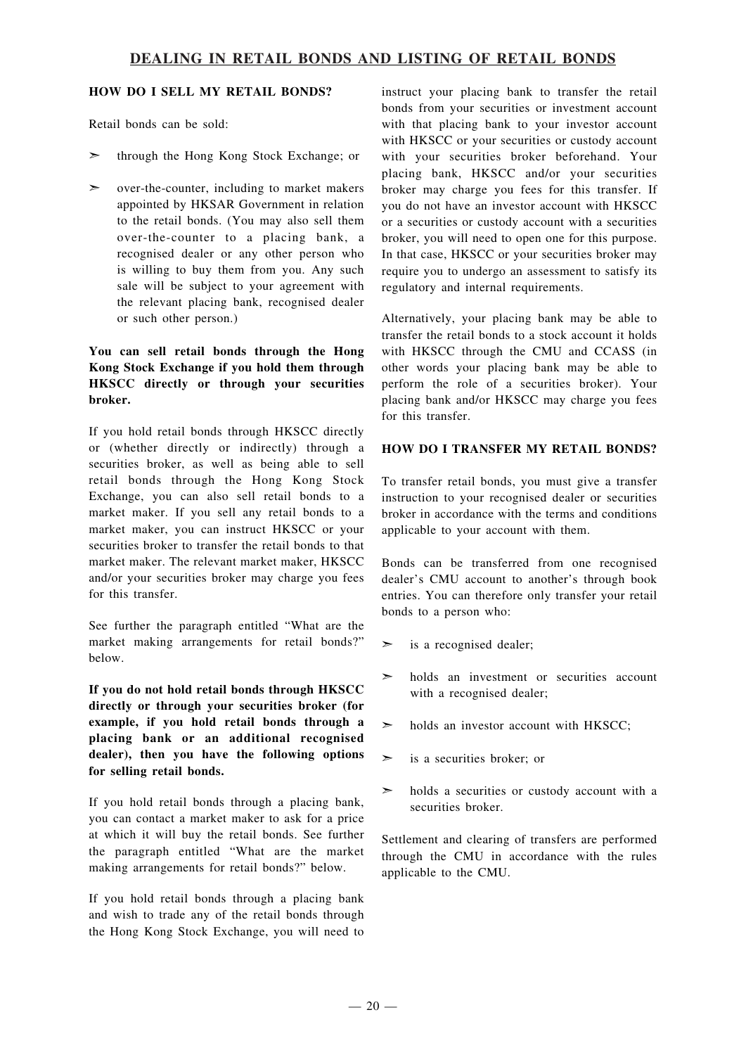## DEALING IN RETAIL BONDS AND LISTING OF RETAIL BONDS

### HOW DO I SELL MY RETAIL BONDS?

Retail bonds can be sold:

- ➣ through the Hong Kong Stock Exchange; or
- ➣ over-the-counter, including to market makers appointed by HKSAR Government in relation to the retail bonds. (You may also sell them over-the-counter to a placing bank, a recognised dealer or any other person who is willing to buy them from you. Any such sale will be subject to your agreement with the relevant placing bank, recognised dealer or such other person.)

**You can sell retail bonds through the Hong Kong Stock Exchange if you hold them through HKSCC directly or through your securities broker.**

If you hold retail bonds through HKSCC directly or (whether directly or indirectly) through a securities broker, as well as being able to sell retail bonds through the Hong Kong Stock Exchange, you can also sell retail bonds to a market maker. If you sell any retail bonds to a market maker, you can instruct HKSCC or your securities broker to transfer the retail bonds to that market maker. The relevant market maker, HKSCC and/or your securities broker may charge you fees for this transfer.

See further the paragraph entitled "What are the market making arrangements for retail bonds?" below.

**If you do not hold retail bonds through HKSCC directly or through your securities broker (for example, if you hold retail bonds through a placing bank or an additional recognised dealer), then you have the following options for selling retail bonds.**

If you hold retail bonds through a placing bank, you can contact a market maker to ask for a price at which it will buy the retail bonds. See further the paragraph entitled "What are the market making arrangements for retail bonds?" below.

If you hold retail bonds through a placing bank and wish to trade any of the retail bonds through the Hong Kong Stock Exchange, you will need to instruct your placing bank to transfer the retail bonds from your securities or investment account with that placing bank to your investor account with HKSCC or your securities or custody account with your securities broker beforehand. Your placing bank, HKSCC and/or your securities broker may charge you fees for this transfer. If you do not have an investor account with HKSCC or a securities or custody account with a securities broker, you will need to open one for this purpose. In that case, HKSCC or your securities broker may require you to undergo an assessment to satisfy its regulatory and internal requirements.

Alternatively, your placing bank may be able to transfer the retail bonds to a stock account it holds with HKSCC through the CMU and CCASS (in other words your placing bank may be able to perform the role of a securities broker). Your placing bank and/or HKSCC may charge you fees for this transfer.

### HOW DO I TRANSFER MY RETAIL BONDS?

To transfer retail bonds, you must give a transfer instruction to your recognised dealer or securities broker in accordance with the terms and conditions applicable to your account with them.

Bonds can be transferred from one recognised dealer's CMU account to another's through book entries. You can therefore only transfer your retail bonds to a person who:

- ➣ is a recognised dealer;
- ➣ holds an investment or securities account with a recognised dealer;
- ➣ holds an investor account with HKSCC;
- ➣ is a securities broker; or
- ➣ holds a securities or custody account with a securities broker.

Settlement and clearing of transfers are performed through the CMU in accordance with the rules applicable to the CMU.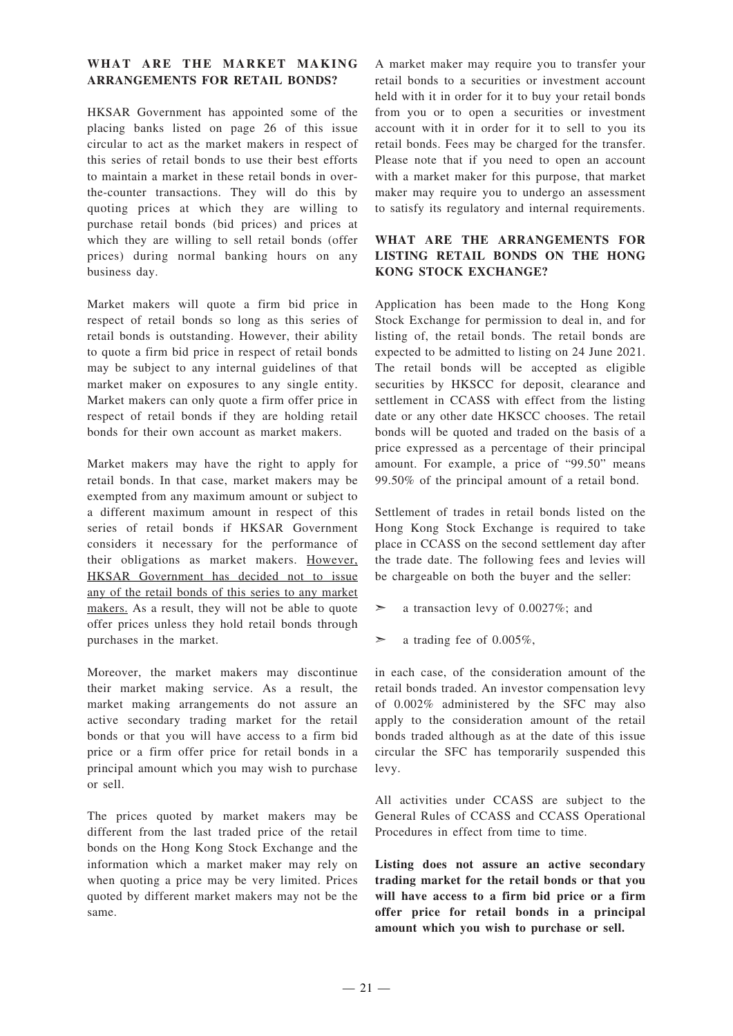## WHAT ARE THE MARKET MAKING ARRANGEMENTS FOR RETAIL BONDS?

HKSAR Government has appointed some of the placing banks listed on page 26 of this issue circular to act as the market makers in respect of this series of retail bonds to use their best efforts to maintain a market in these retail bonds in over-the-counter transactions. They will do this by quoting prices at which they are willing to purchase retail bonds (bid prices) and prices at which they are willing to sell retail bonds (offer prices) during normal banking hours on any business day.

Market makers will quote a firm bid price in respect of retail bonds so long as this series of retail bonds is outstanding. However, their ability to quote a firm bid price in respect of retail bonds may be subject to any internal guidelines of that market maker on exposures to any single entity. Market makers can only quote a firm offer price in respect of retail bonds if they are holding retail bonds for their own account as market makers.

Market makers may have the right to apply for retail bonds. In that case, market makers may be exempted from any maximum amount or subject to a different maximum amount in respect of this series of retail bonds if HKSAR Government considers it necessary for the performance of their obligations as market makers. <u>However, HKSAR Government has decided not to issue any of the retail bonds of this series to any market makers.</u> As a result, they will not be able to quote offer prices unless they hold retail bonds through purchases in the market.

Moreover, the market makers may discontinue their market making service. As a result, the market making arrangements do not assure an active secondary trading market for the retail bonds or that you will have access to a firm bid price or a firm offer price for retail bonds in a principal amount which you may wish to purchase or sell.

The prices quoted by market makers may be different from the last traded price of the retail bonds on the Hong Kong Stock Exchange and the information which a market maker may rely on when quoting a price may be very limited. Prices quoted by different market makers may not be the same.

A market maker may require you to transfer your retail bonds to a securities or investment account held with it in order for it to buy your retail bonds from you or to open a securities or investment account with it in order for it to sell to you its retail bonds. Fees may be charged for the transfer. Please note that if you need to open an account with a market maker for this purpose, that market maker may require you to undergo an assessment to satisfy its regulatory and internal requirements.

## WHAT ARE THE ARRANGEMENTS FOR LISTING RETAIL BONDS ON THE HONG KONG STOCK EXCHANGE?

Application has been made to the Hong Kong Stock Exchange for permission to deal in, and for listing of, the retail bonds. The retail bonds are expected to be admitted to listing on 24 June 2021. The retail bonds will be accepted as eligible securities by HKSCC for deposit, clearance and settlement in CCASS with effect from the listing date or any other date HKSCC chooses. The retail bonds will be quoted and traded on the basis of a price expressed as a percentage of their principal amount. For example, a price of "99.50" means 99.50% of the principal amount of a retail bond.

Settlement of trades in retail bonds listed on the Hong Kong Stock Exchange is required to take place in CCASS on the second settlement day after the trade date. The following fees and levies will be chargeable on both the buyer and the seller:

- a transaction levy of 0.0027%; and
- a trading fee of 0.005%,

in each case, of the consideration amount of the retail bonds traded. An investor compensation levy of 0.002% administered by the SFC may also apply to the consideration amount of the retail bonds traded although as at the date of this issue circular the SFC has temporarily suspended this levy.

All activities under CCASS are subject to the General Rules of CCASS and CCASS Operational Procedures in effect from time to time.

**Listing does not assure an active secondary trading market for the retail bonds or that you will have access to a firm bid price or a firm offer price for retail bonds in a principal amount which you wish to purchase or sell.**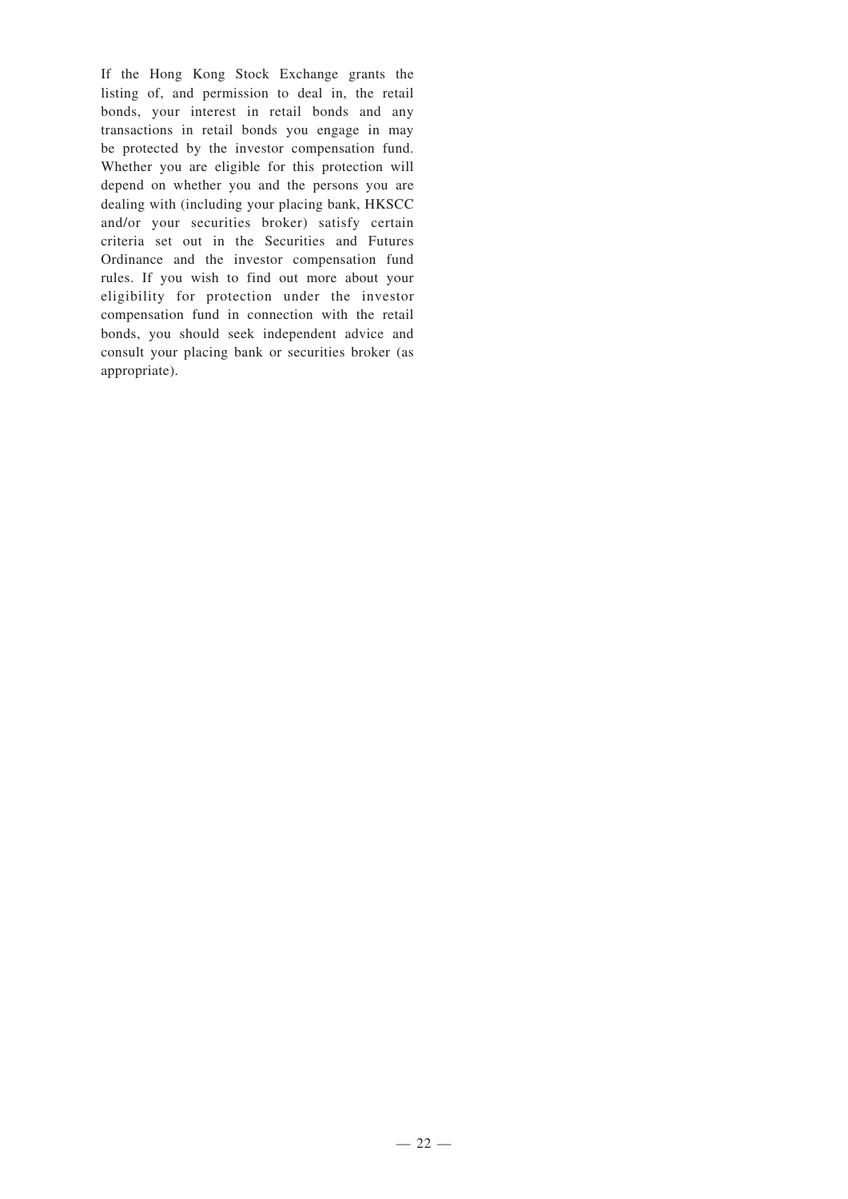If the Hong Kong Stock Exchange grants the listing of, and permission to deal in, the retail bonds, your interest in retail bonds and any transactions in retail bonds you engage in may be protected by the investor compensation fund. Whether you are eligible for this protection will depend on whether you and the persons you are dealing with (including your placing bank, HKSCC and/or your securities broker) satisfy certain criteria set out in the Securities and Futures Ordinance and the investor compensation fund rules. If you wish to find out more about your eligibility for protection under the investor compensation fund in connection with the retail bonds, you should seek independent advice and consult your placing bank or securities broker (as appropriate).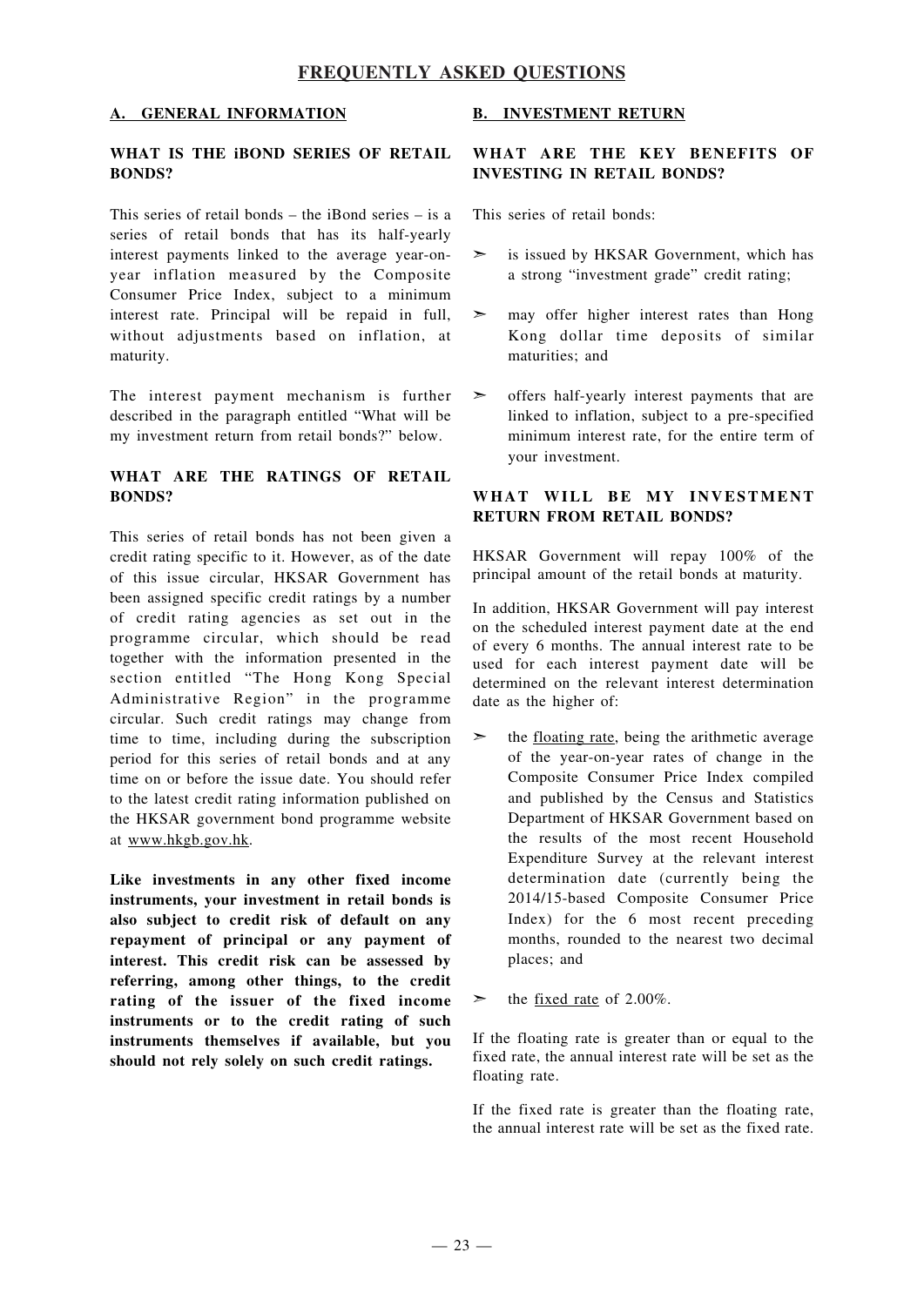# FREQUENTLY ASKED QUESTIONS

## A. GENERAL INFORMATION

### WHAT IS THE iBOND SERIES OF RETAIL BONDS?

This series of retail bonds – the iBond series – is a series of retail bonds that has its half-yearly interest payments linked to the average year-on-year inflation measured by the Composite Consumer Price Index, subject to a minimum interest rate. Principal will be repaid in full, without adjustments based on inflation, at maturity.

The interest payment mechanism is further described in the paragraph entitled "What will be my investment return from retail bonds?" below.

### WHAT ARE THE RATINGS OF RETAIL BONDS?

This series of retail bonds has not been given a credit rating specific to it. However, as of the date of this issue circular, HKSAR Government has been assigned specific credit ratings by a number of credit rating agencies as set out in the programme circular, which should be read together with the information presented in the section entitled "The Hong Kong Special Administrative Region" in the programme circular. Such credit ratings may change from time to time, including during the subscription period for this series of retail bonds and at any time on or before the issue date. You should refer to the latest credit rating information published on the HKSAR government bond programme website at www.hkgb.gov.hk.

**Like investments in any other fixed income instruments, your investment in retail bonds is also subject to credit risk of default on any repayment of principal or any payment of interest. This credit risk can be assessed by referring, among other things, to the credit rating of the issuer of the fixed income instruments or to the credit rating of such instruments themselves if available, but you should not rely solely on such credit ratings.**

## B. INVESTMENT RETURN

### WHAT ARE THE KEY BENEFITS OF INVESTING IN RETAIL BONDS?

This series of retail bonds:

- is issued by HKSAR Government, which has a strong "investment grade" credit rating;
- may offer higher interest rates than Hong Kong dollar time deposits of similar maturities; and
- offers half-yearly interest payments that are linked to inflation, subject to a pre-specified minimum interest rate, for the entire term of your investment.

### WHAT WILL BE MY INVESTMENT RETURN FROM RETAIL BONDS?

HKSAR Government will repay 100% of the principal amount of the retail bonds at maturity.

In addition, HKSAR Government will pay interest on the scheduled interest payment date at the end of every 6 months. The annual interest rate to be used for each interest payment date will be determined on the relevant interest determination date as the higher of:

- the floating rate, being the arithmetic average of the year-on-year rates of change in the Composite Consumer Price Index compiled and published by the Census and Statistics Department of HKSAR Government based on the results of the most recent Household Expenditure Survey at the relevant interest determination date (currently being the 2014/15-based Composite Consumer Price Index) for the 6 most recent preceding months, rounded to the nearest two decimal places; and
- the fixed rate of 2.00%.

If the floating rate is greater than or equal to the fixed rate, the annual interest rate will be set as the floating rate.

If the fixed rate is greater than the floating rate, the annual interest rate will be set as the fixed rate.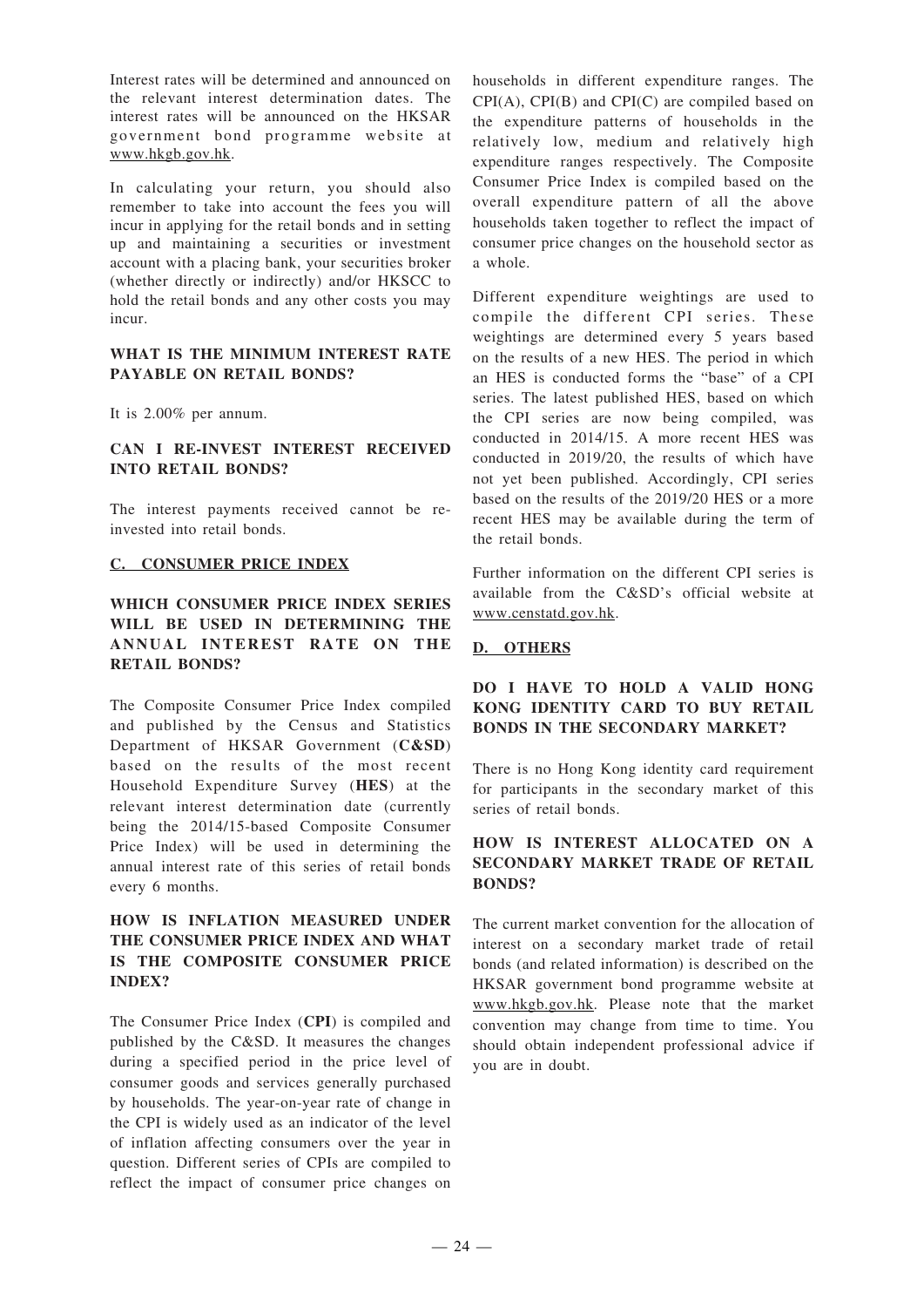Interest rates will be determined and announced on the relevant interest determination dates. The interest rates will be announced on the HKSAR government bond programme website at www.hkgb.gov.hk.

In calculating your return, you should also remember to take into account the fees you will incur in applying for the retail bonds and in setting up and maintaining a securities or investment account with a placing bank, your securities broker (whether directly or indirectly) and/or HKSCC to hold the retail bonds and any other costs you may incur.

### WHAT IS THE MINIMUM INTEREST RATE PAYABLE ON RETAIL BONDS?

It is 2.00% per annum.

### CAN I RE-INVEST INTEREST RECEIVED INTO RETAIL BONDS?

The interest payments received cannot be re-invested into retail bonds.

## C. CONSUMER PRICE INDEX

### WHICH CONSUMER PRICE INDEX SERIES WILL BE USED IN DETERMINING THE ANNUAL INTEREST RATE ON THE RETAIL BONDS?

The Composite Consumer Price Index compiled and published by the Census and Statistics Department of HKSAR Government (**C&SD**) based on the results of the most recent Household Expenditure Survey (**HES**) at the relevant interest determination date (currently being the 2014/15-based Composite Consumer Price Index) will be used in determining the annual interest rate of this series of retail bonds every 6 months.

### HOW IS INFLATION MEASURED UNDER THE CONSUMER PRICE INDEX AND WHAT IS THE COMPOSITE CONSUMER PRICE INDEX?

The Consumer Price Index (**CPI**) is compiled and published by the C&SD. It measures the changes during a specified period in the price level of consumer goods and services generally purchased by households. The year-on-year rate of change in the CPI is widely used as an indicator of the level of inflation affecting consumers over the year in question. Different series of CPIs are compiled to reflect the impact of consumer price changes on households in different expenditure ranges. The CPI(A), CPI(B) and CPI(C) are compiled based on the expenditure patterns of households in the relatively low, medium and relatively high expenditure ranges respectively. The Composite Consumer Price Index is compiled based on the overall expenditure pattern of all the above households taken together to reflect the impact of consumer price changes on the household sector as a whole.

Different expenditure weightings are used to compile the different CPI series. These weightings are determined every 5 years based on the results of a new HES. The period in which an HES is conducted forms the "base" of a CPI series. The latest published HES, based on which the CPI series are now being compiled, was conducted in 2014/15. A more recent HES was conducted in 2019/20, the results of which have not yet been published. Accordingly, CPI series based on the results of the 2019/20 HES or a more recent HES may be available during the term of the retail bonds.

Further information on the different CPI series is available from the C&SD's official website at www.censtatd.gov.hk.

## D. OTHERS

### DO I HAVE TO HOLD A VALID HONG KONG IDENTITY CARD TO BUY RETAIL BONDS IN THE SECONDARY MARKET?

There is no Hong Kong identity card requirement for participants in the secondary market of this series of retail bonds.

### HOW IS INTEREST ALLOCATED ON A SECONDARY MARKET TRADE OF RETAIL BONDS?

The current market convention for the allocation of interest on a secondary market trade of retail bonds (and related information) is described on the HKSAR government bond programme website at www.hkgb.gov.hk. Please note that the market convention may change from time to time. You should obtain independent professional advice if you are in doubt.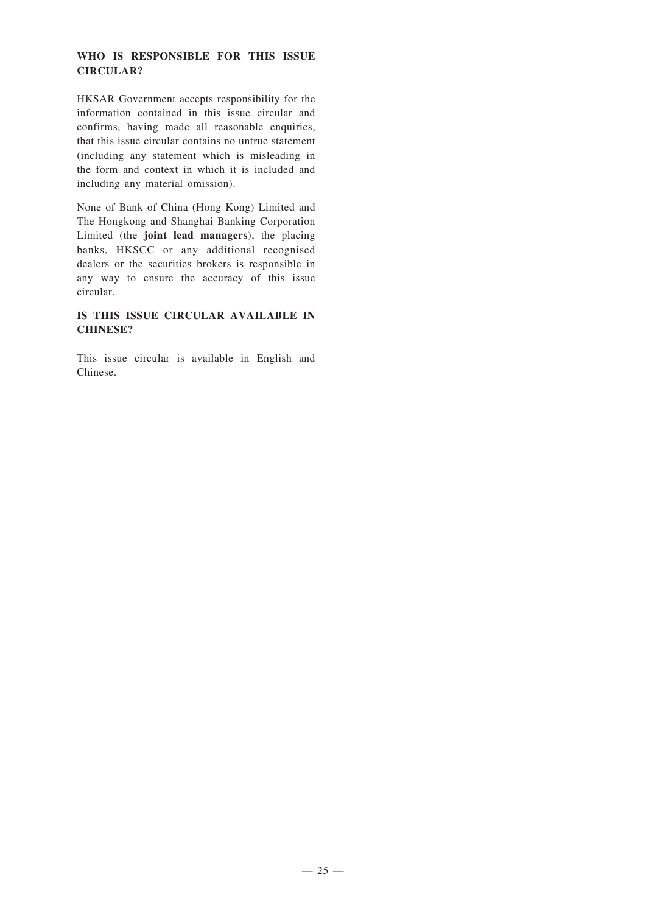## WHO IS RESPONSIBLE FOR THIS ISSUE CIRCULAR?

HKSAR Government accepts responsibility for the information contained in this issue circular and confirms, having made all reasonable enquiries, that this issue circular contains no untrue statement (including any statement which is misleading in the form and context in which it is included and including any material omission).

None of Bank of China (Hong Kong) Limited and The Hongkong and Shanghai Banking Corporation Limited (the **joint lead managers**), the placing banks, HKSCC or any additional recognised dealers or the securities brokers is responsible in any way to ensure the accuracy of this issue circular.

## IS THIS ISSUE CIRCULAR AVAILABLE IN CHINESE?

This issue circular is available in English and Chinese.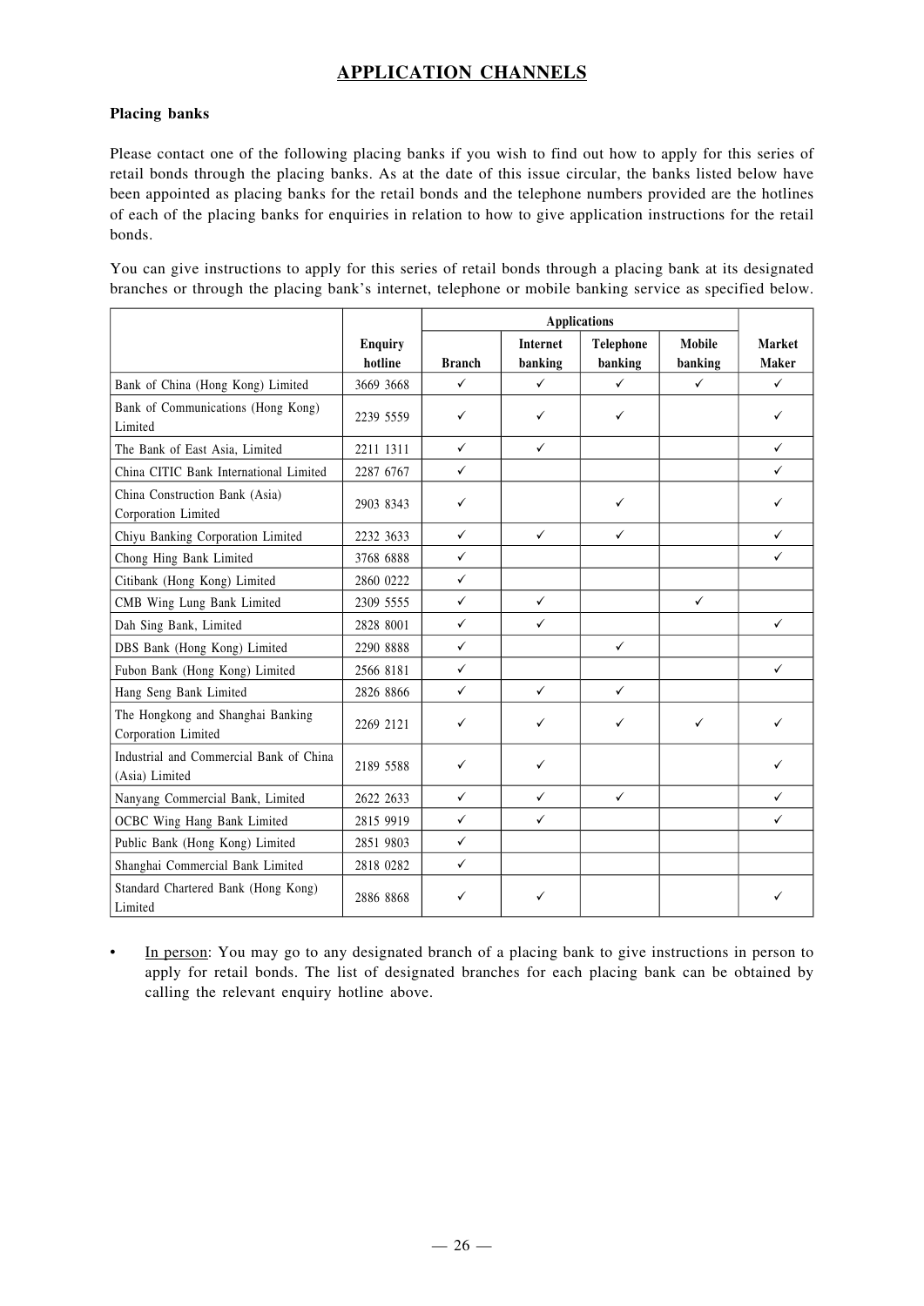## APPLICATION CHANNELS

**Placing banks**

Please contact one of the following placing banks if you wish to find out how to apply for this series of retail bonds through the placing banks. As at the date of this issue circular, the banks listed below have been appointed as placing banks for the retail bonds and the telephone numbers provided are the hotlines of each of the placing banks for enquiries in relation to how to give application instructions for the retail bonds.

You can give instructions to apply for this series of retail bonds through a placing bank at its designated branches or through the placing bank's internet, telephone or mobile banking service as specified below.

| | Enquiry hotline | Applications | | | | Market Maker |
|---|---|---|---|---|---|---|
| | | Branch | Internet banking | Telephone banking | Mobile banking | |
| Bank of China (Hong Kong) Limited | 3669 3668 | ✓ | ✓ | ✓ | ✓ | ✓ |
| Bank of Communications (Hong Kong) Limited | 2239 5559 | ✓ | ✓ | ✓ | | ✓ |
| The Bank of East Asia, Limited | 2211 1311 | ✓ | ✓ | | | ✓ |
| China CITIC Bank International Limited | 2287 6767 | ✓ | | | | ✓ |
| China Construction Bank (Asia) Corporation Limited | 2903 8343 | ✓ | | ✓ | | ✓ |
| Chiyu Banking Corporation Limited | 2232 3633 | ✓ | ✓ | ✓ | | ✓ |
| Chong Hing Bank Limited | 3768 6888 | ✓ | | | | ✓ |
| Citibank (Hong Kong) Limited | 2860 0222 | ✓ | | | | |
| CMB Wing Lung Bank Limited | 2309 5555 | ✓ | ✓ | | ✓ | |
| Dah Sing Bank, Limited | 2828 8001 | ✓ | ✓ | | | ✓ |
| DBS Bank (Hong Kong) Limited | 2290 8888 | ✓ | | ✓ | | |
| Fubon Bank (Hong Kong) Limited | 2566 8181 | ✓ | | | | ✓ |
| Hang Seng Bank Limited | 2826 8866 | ✓ | ✓ | ✓ | | |
| The Hongkong and Shanghai Banking Corporation Limited | 2269 2121 | ✓ | ✓ | ✓ | ✓ | ✓ |
| Industrial and Commercial Bank of China (Asia) Limited | 2189 5588 | ✓ | ✓ | | | ✓ |
| Nanyang Commercial Bank, Limited | 2622 2633 | ✓ | ✓ | ✓ | | ✓ |
| OCBC Wing Hang Bank Limited | 2815 9919 | ✓ | ✓ | | | ✓ |
| Public Bank (Hong Kong) Limited | 2851 9803 | ✓ | | | | |
| Shanghai Commercial Bank Limited | 2818 0282 | ✓ | | | | |
| Standard Chartered Bank (Hong Kong) Limited | 2886 8868 | ✓ | ✓ | | | ✓ |

- In person: You may go to any designated branch of a placing bank to give instructions in person to apply for retail bonds. The list of designated branches for each placing bank can be obtained by calling the relevant enquiry hotline above.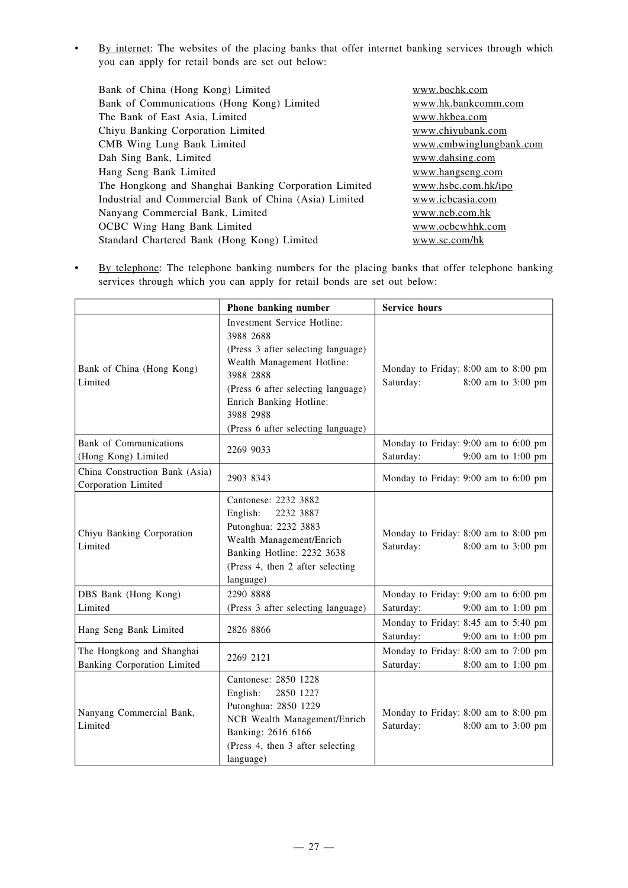- By internet: The websites of the placing banks that offer internet banking services through which you can apply for retail bonds are set out below:

| | |
|---|---|
| Bank of China (Hong Kong) Limited | www.bochk.com |
| Bank of Communications (Hong Kong) Limited | www.hk.bankcomm.com |
| The Bank of East Asia, Limited | www.hkbea.com |
| Chiyu Banking Corporation Limited | www.chiyubank.com |
| CMB Wing Lung Bank Limited | www.cmbwinglungbank.com |
| Dah Sing Bank, Limited | www.dahsing.com |
| Hang Seng Bank Limited | www.hangseng.com |
| The Hongkong and Shanghai Banking Corporation Limited | www.hsbc.com.hk/ipo |
| Industrial and Commercial Bank of China (Asia) Limited | www.icbcasia.com |
| Nanyang Commercial Bank, Limited | www.ncb.com.hk |
| OCBC Wing Hang Bank Limited | www.ocbcwhhk.com |
| Standard Chartered Bank (Hong Kong) Limited | www.sc.com/hk |

- By telephone: The telephone banking numbers for the placing banks that offer telephone banking services through which you can apply for retail bonds are set out below:

| | Phone banking number | Service hours |
|---|---|---|
| Bank of China (Hong Kong) Limited | Investment Service Hotline: 3988 2688 (Press 3 after selecting language) Wealth Management Hotline: 3988 2888 (Press 6 after selecting language) Enrich Banking Hotline: 3988 2988 (Press 6 after selecting language) | Monday to Friday: 8:00 am to 8:00 pm Saturday: 8:00 am to 3:00 pm |
| Bank of Communications (Hong Kong) Limited | 2269 9033 | Monday to Friday: 9:00 am to 6:00 pm Saturday: 9:00 am to 1:00 pm |
| China Construction Bank (Asia) Corporation Limited | 2903 8343 | Monday to Friday: 9:00 am to 6:00 pm |
| Chiyu Banking Corporation Limited | Cantonese: 2232 3882 English: 2232 3887 Putonghua: 2232 3883 Wealth Management/Enrich Banking Hotline: 2232 3638 (Press 4, then 2 after selecting language) | Monday to Friday: 8:00 am to 8:00 pm Saturday: 8:00 am to 3:00 pm |
| DBS Bank (Hong Kong) Limited | 2290 8888 (Press 3 after selecting language) | Monday to Friday: 9:00 am to 6:00 pm Saturday: 9:00 am to 1:00 pm |
| Hang Seng Bank Limited | 2826 8866 | Monday to Friday: 8:45 am to 5:40 pm Saturday: 9:00 am to 1:00 pm |
| The Hongkong and Shanghai Banking Corporation Limited | 2269 2121 | Monday to Friday: 8:00 am to 7:00 pm Saturday: 8:00 am to 1:00 pm |
| Nanyang Commercial Bank, Limited | Cantonese: 2850 1228 English: 2850 1227 Putonghua: 2850 1229 NCB Wealth Management/Enrich Banking: 2616 6166 (Press 4, then 3 after selecting language) | Monday to Friday: 8:00 am to 8:00 pm Saturday: 8:00 am to 3:00 pm |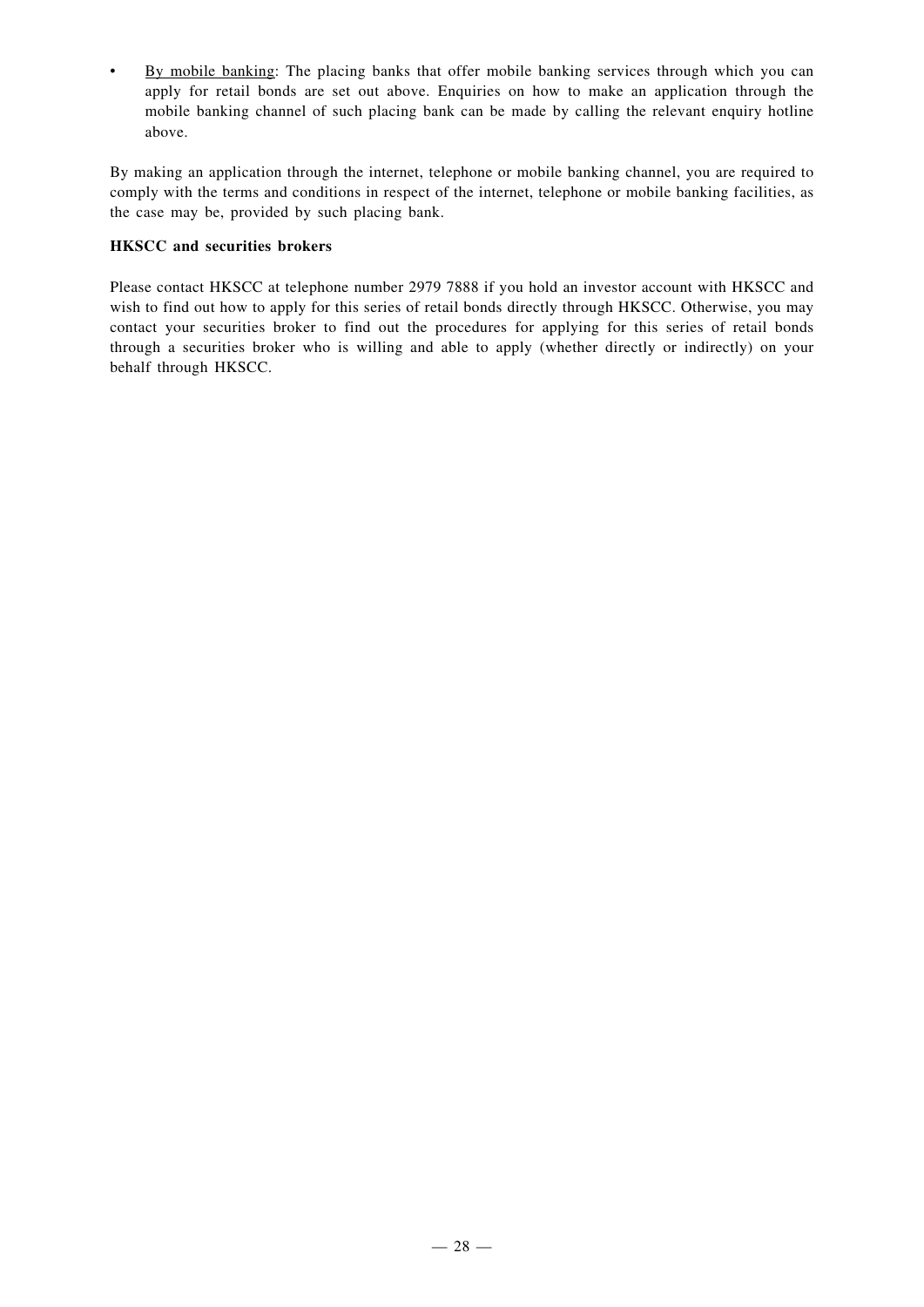- By mobile banking: The placing banks that offer mobile banking services through which you can apply for retail bonds are set out above. Enquiries on how to make an application through the mobile banking channel of such placing bank can be made by calling the relevant enquiry hotline above.

By making an application through the internet, telephone or mobile banking channel, you are required to comply with the terms and conditions in respect of the internet, telephone or mobile banking facilities, as the case may be, provided by such placing bank.

**HKSCC and securities brokers**

Please contact HKSCC at telephone number 2979 7888 if you hold an investor account with HKSCC and wish to find out how to apply for this series of retail bonds directly through HKSCC. Otherwise, you may contact your securities broker to find out the procedures for applying for this series of retail bonds through a securities broker who is willing and able to apply (whether directly or indirectly) on your behalf through HKSCC.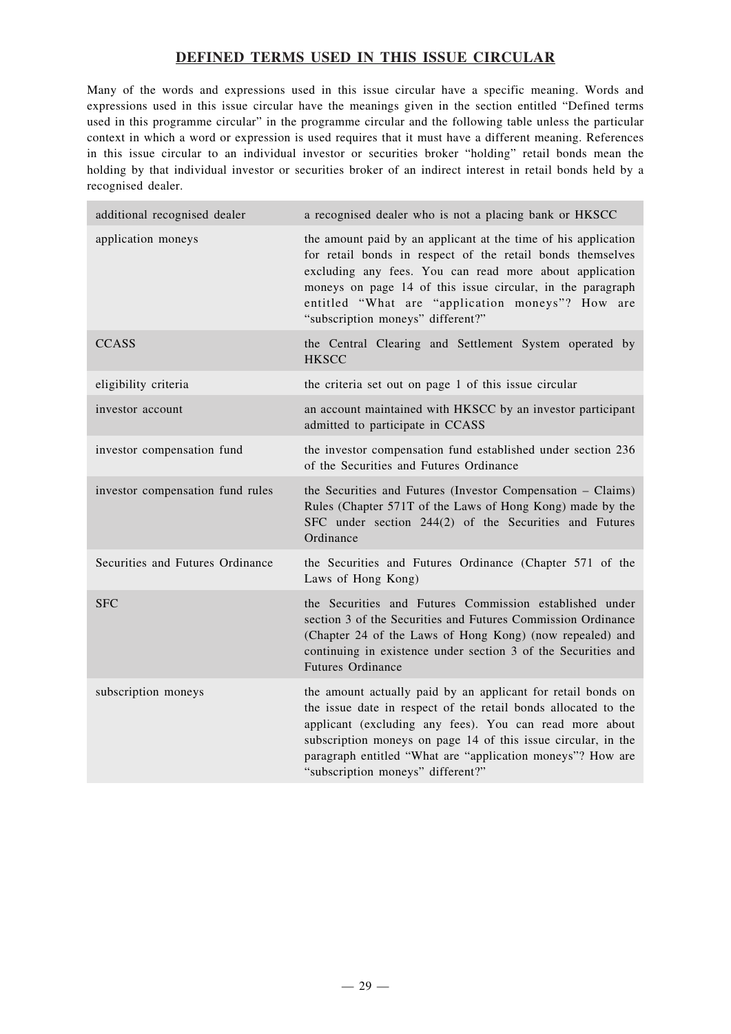## DEFINED TERMS USED IN THIS ISSUE CIRCULAR

Many of the words and expressions used in this issue circular have a specific meaning. Words and expressions used in this issue circular have the meanings given in the section entitled "Defined terms used in this programme circular" in the programme circular and the following table unless the particular context in which a word or expression is used requires that it must have a different meaning. References in this issue circular to an individual investor or securities broker "holding" retail bonds mean the holding by that individual investor or securities broker of an indirect interest in retail bonds held by a recognised dealer.

| | |
|---|---|
| additional recognised dealer | a recognised dealer who is not a placing bank or HKSCC |
| application moneys | the amount paid by an applicant at the time of his application for retail bonds in respect of the retail bonds themselves excluding any fees. You can read more about application moneys on page 14 of this issue circular, in the paragraph entitled "What are "application moneys"? How are "subscription moneys" different?" |
| CCASS | the Central Clearing and Settlement System operated by HKSCC |
| eligibility criteria | the criteria set out on page 1 of this issue circular |
| investor account | an account maintained with HKSCC by an investor participant admitted to participate in CCASS |
| investor compensation fund | the investor compensation fund established under section 236 of the Securities and Futures Ordinance |
| investor compensation fund rules | the Securities and Futures (Investor Compensation – Claims) Rules (Chapter 571T of the Laws of Hong Kong) made by the SFC under section 244(2) of the Securities and Futures Ordinance |
| Securities and Futures Ordinance | the Securities and Futures Ordinance (Chapter 571 of the Laws of Hong Kong) |
| SFC | the Securities and Futures Commission established under section 3 of the Securities and Futures Commission Ordinance (Chapter 24 of the Laws of Hong Kong) (now repealed) and continuing in existence under section 3 of the Securities and Futures Ordinance |
| subscription moneys | the amount actually paid by an applicant for retail bonds on the issue date in respect of the retail bonds allocated to the applicant (excluding any fees). You can read more about subscription moneys on page 14 of this issue circular, in the paragraph entitled "What are "application moneys"? How are "subscription moneys" different?" |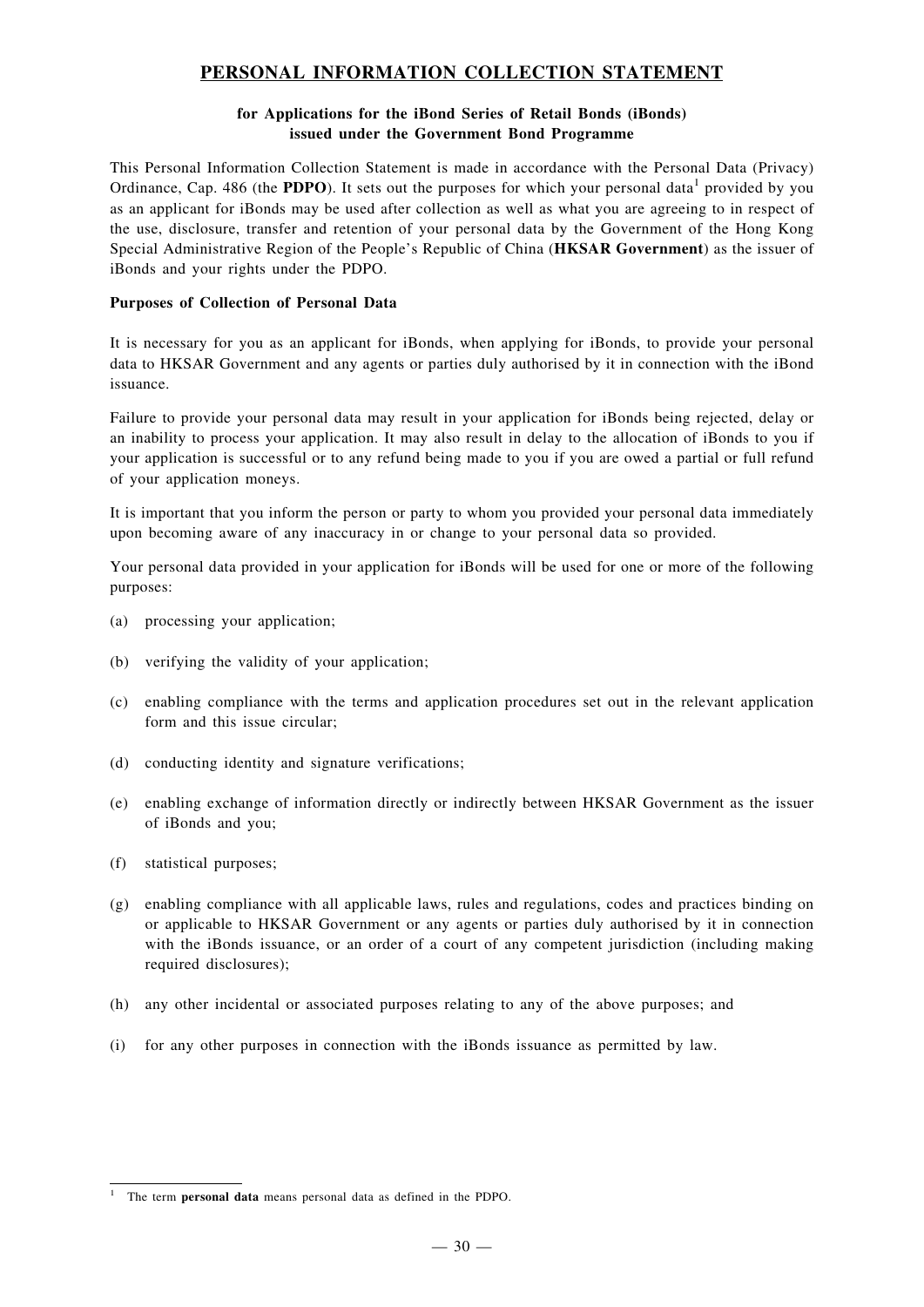# PERSONAL INFORMATION COLLECTION STATEMENT

**for Applications for the iBond Series of Retail Bonds (iBonds) issued under the Government Bond Programme**

This Personal Information Collection Statement is made in accordance with the Personal Data (Privacy) Ordinance, Cap. 486 (the **PDPO**). It sets out the purposes for which your personal data[1] provided by you as an applicant for iBonds may be used after collection as well as what you are agreeing to in respect of the use, disclosure, transfer and retention of your personal data by the Government of the Hong Kong Special Administrative Region of the People's Republic of China (**HKSAR Government**) as the issuer of iBonds and your rights under the PDPO.

**Purposes of Collection of Personal Data**

It is necessary for you as an applicant for iBonds, when applying for iBonds, to provide your personal data to HKSAR Government and any agents or parties duly authorised by it in connection with the iBond issuance.

Failure to provide your personal data may result in your application for iBonds being rejected, delay or an inability to process your application. It may also result in delay to the allocation of iBonds to you if your application is successful or to any refund being made to you if you are owed a partial or full refund of your application moneys.

It is important that you inform the person or party to whom you provided your personal data immediately upon becoming aware of any inaccuracy in or change to your personal data so provided.

Your personal data provided in your application for iBonds will be used for one or more of the following purposes:

(a) processing your application;

(b) verifying the validity of your application;

(c) enabling compliance with the terms and application procedures set out in the relevant application form and this issue circular;

(d) conducting identity and signature verifications;

(e) enabling exchange of information directly or indirectly between HKSAR Government as the issuer of iBonds and you;

(f) statistical purposes;

(g) enabling compliance with all applicable laws, rules and regulations, codes and practices binding on or applicable to HKSAR Government or any agents or parties duly authorised by it in connection with the iBonds issuance, or an order of a court of any competent jurisdiction (including making required disclosures);

(h) any other incidental or associated purposes relating to any of the above purposes; and

(i) for any other purposes in connection with the iBonds issuance as permitted by law.

---

[1] The term **personal data** means personal data as defined in the PDPO.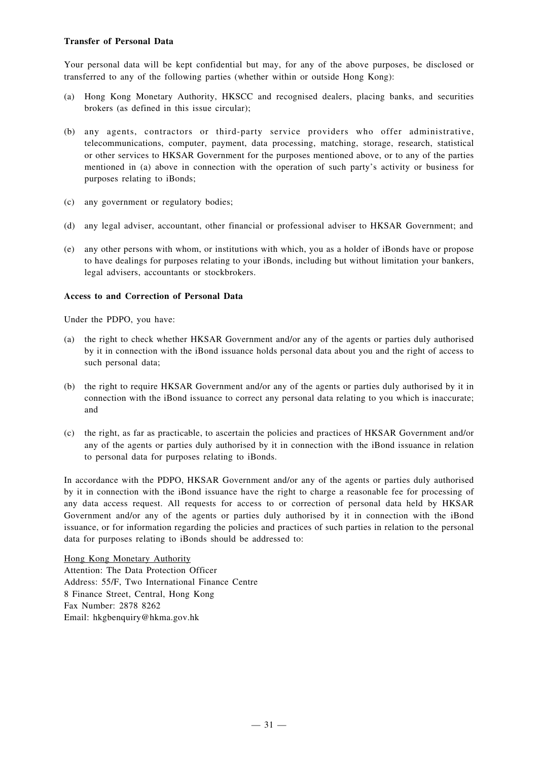**Transfer of Personal Data**

Your personal data will be kept confidential but may, for any of the above purposes, be disclosed or transferred to any of the following parties (whether within or outside Hong Kong):

(a) Hong Kong Monetary Authority, HKSCC and recognised dealers, placing banks, and securities brokers (as defined in this issue circular);

(b) any agents, contractors or third-party service providers who offer administrative, telecommunications, computer, payment, data processing, matching, storage, research, statistical or other services to HKSAR Government for the purposes mentioned above, or to any of the parties mentioned in (a) above in connection with the operation of such party's activity or business for purposes relating to iBonds;

(c) any government or regulatory bodies;

(d) any legal adviser, accountant, other financial or professional adviser to HKSAR Government; and

(e) any other persons with whom, or institutions with which, you as a holder of iBonds have or propose to have dealings for purposes relating to your iBonds, including but without limitation your bankers, legal advisers, accountants or stockbrokers.

**Access to and Correction of Personal Data**

Under the PDPO, you have:

(a) the right to check whether HKSAR Government and/or any of the agents or parties duly authorised by it in connection with the iBond issuance holds personal data about you and the right of access to such personal data;

(b) the right to require HKSAR Government and/or any of the agents or parties duly authorised by it in connection with the iBond issuance to correct any personal data relating to you which is inaccurate; and

(c) the right, as far as practicable, to ascertain the policies and practices of HKSAR Government and/or any of the agents or parties duly authorised by it in connection with the iBond issuance in relation to personal data for purposes relating to iBonds.

In accordance with the PDPO, HKSAR Government and/or any of the agents or parties duly authorised by it in connection with the iBond issuance have the right to charge a reasonable fee for processing of any data access request. All requests for access to or correction of personal data held by HKSAR Government and/or any of the agents or parties duly authorised by it in connection with the iBond issuance, or for information regarding the policies and practices of such parties in relation to the personal data for purposes relating to iBonds should be addressed to:

Hong Kong Monetary Authority
Attention: The Data Protection Officer
Address: 55/F, Two International Finance Centre
8 Finance Street, Central, Hong Kong
Fax Number: 2878 8262
Email: hkgbenquiry@hkma.gov.hk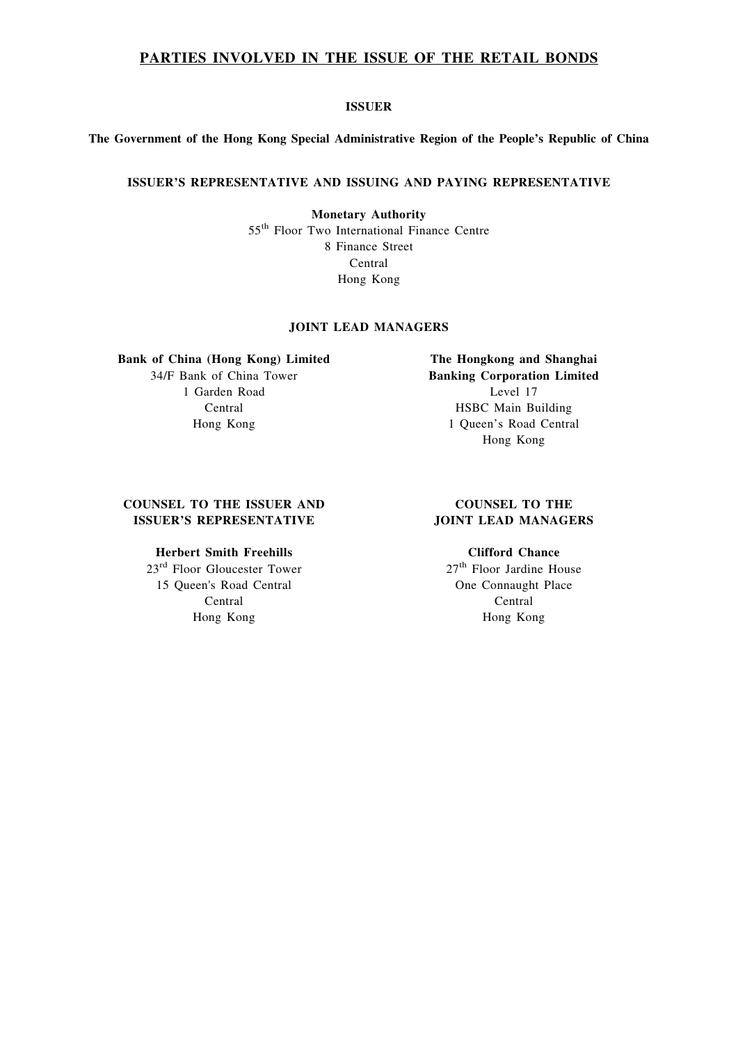# PARTIES INVOLVED IN THE ISSUE OF THE RETAIL BONDS

## ISSUER

**The Government of the Hong Kong Special Administrative Region of the People's Republic of China**

## ISSUER'S REPRESENTATIVE AND ISSUING AND PAYING REPRESENTATIVE

**Monetary Authority**
55th Floor Two International Finance Centre
8 Finance Street
Central
Hong Kong

## JOINT LEAD MANAGERS

**Bank of China (Hong Kong) Limited**
34/F Bank of China Tower
1 Garden Road
Central
Hong Kong

**The Hongkong and Shanghai Banking Corporation Limited**
Level 17
HSBC Main Building
1 Queen's Road Central
Hong Kong

## COUNSEL TO THE ISSUER AND ISSUER'S REPRESENTATIVE

**Herbert Smith Freehills**
23rd Floor Gloucester Tower
15 Queen's Road Central
Central
Hong Kong

## COUNSEL TO THE JOINT LEAD MANAGERS

**Clifford Chance**
27th Floor Jardine House
One Connaught Place
Central
Hong Kong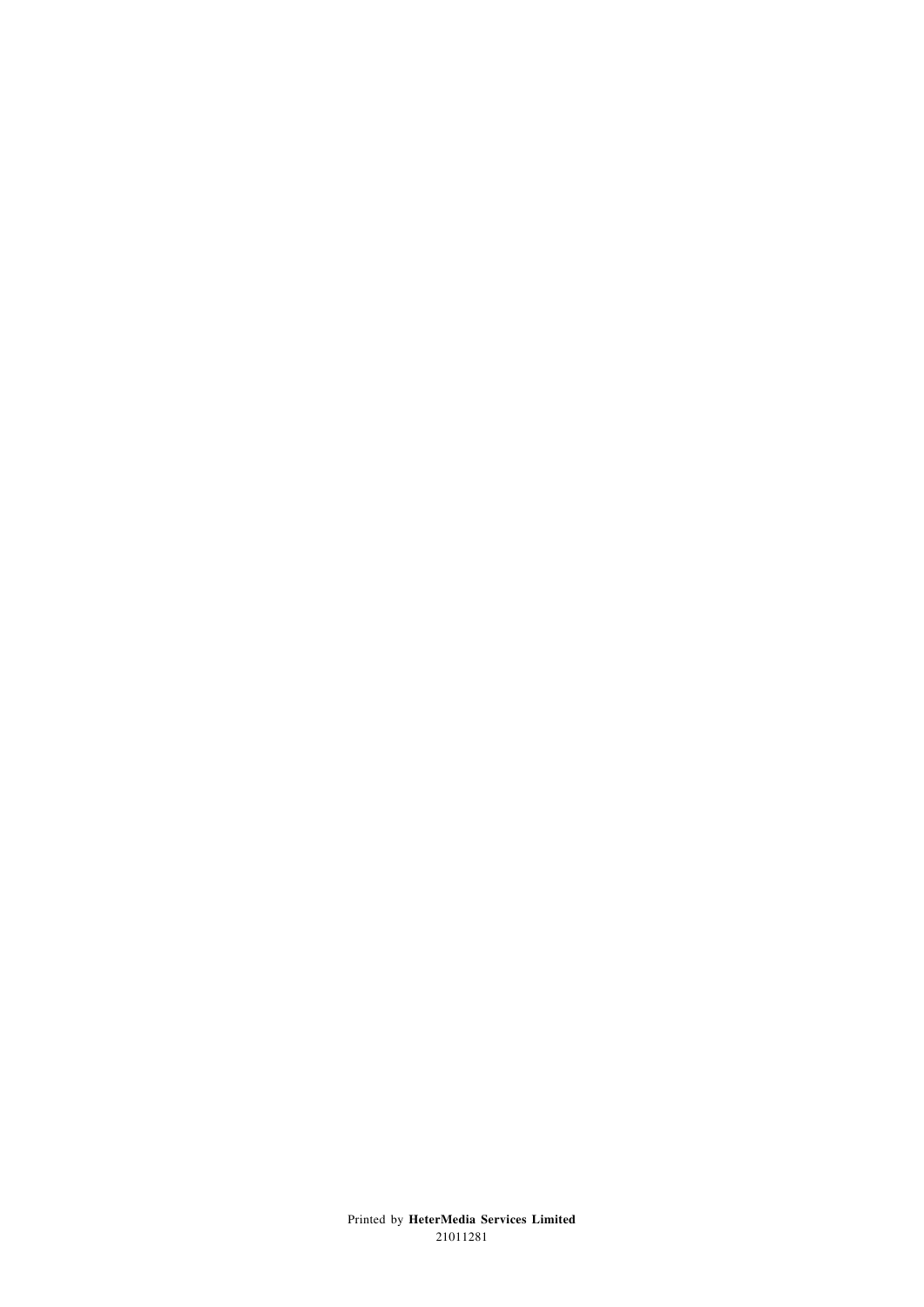Printed by **HeterMedia Services Limited**
21011281